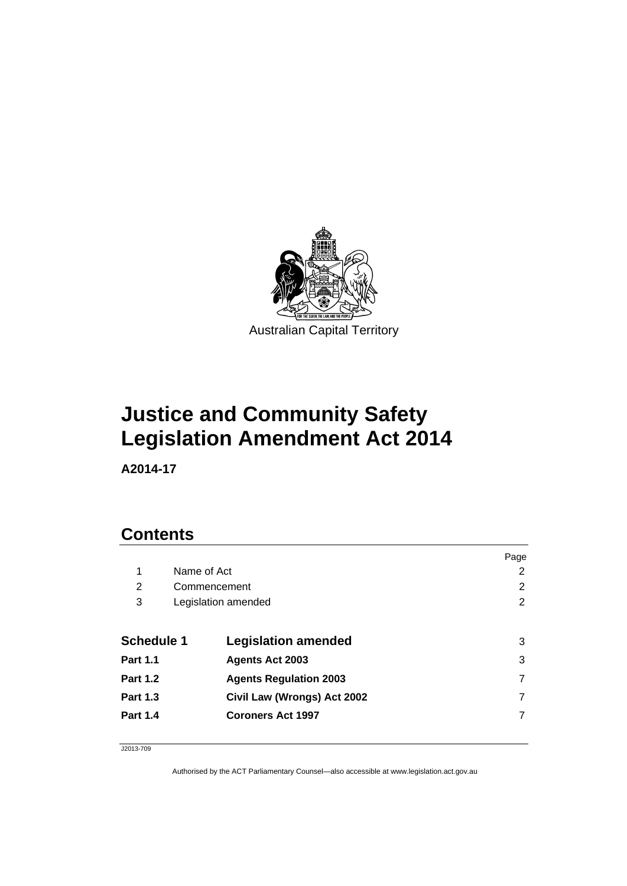Australian Capital Territory

# Justice and Community Safety Legislation Amendment Act 2014

**A2014-17**

## Contents

| | | Page |
|---|---|---|
| 1 | Name of Act | 2 |
| 2 | Commencement | 2 |
| 3 | Legislation amended | 2 |
| **Schedule 1** | **Legislation amended** | 3 |
| **Part 1.1** | **Agents Act 2003** | 3 |
| **Part 1.2** | **Agents Regulation 2003** | 7 |
| **Part 1.3** | **Civil Law (Wrongs) Act 2002** | 7 |
| **Part 1.4** | **Coroners Act 1997** | 7 |

J2013-709

Authorised by the ACT Parliamentary Counsel—also accessible at www.legislation.act.gov.au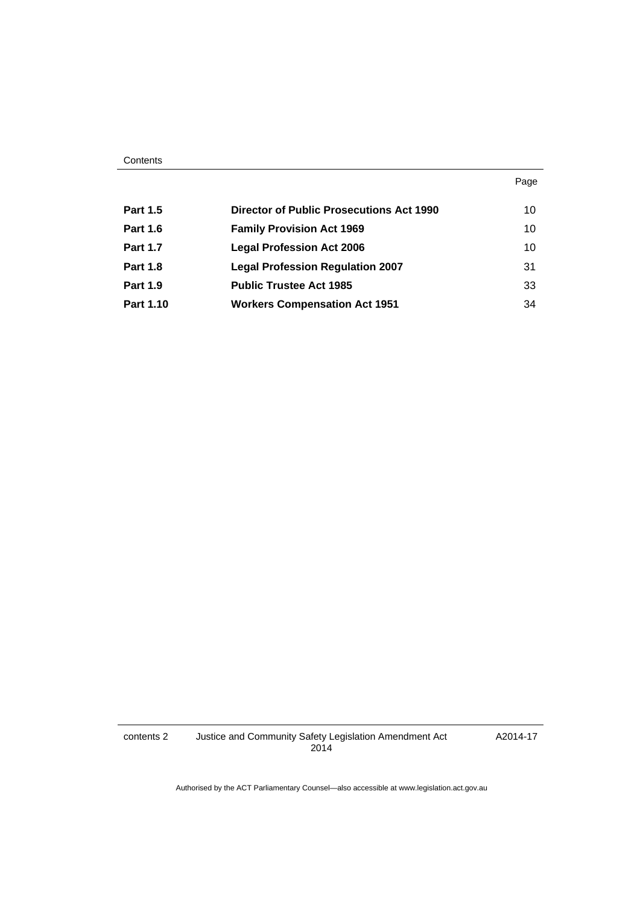| | | Page |
|---|---|---|
| **Part 1.5** | **Director of Public Prosecutions Act 1990** | 10 |
| **Part 1.6** | **Family Provision Act 1969** | 10 |
| **Part 1.7** | **Legal Profession Act 2006** | 10 |
| **Part 1.8** | **Legal Profession Regulation 2007** | 31 |
| **Part 1.9** | **Public Trustee Act 1985** | 33 |
| **Part 1.10** | **Workers Compensation Act 1951** | 34 |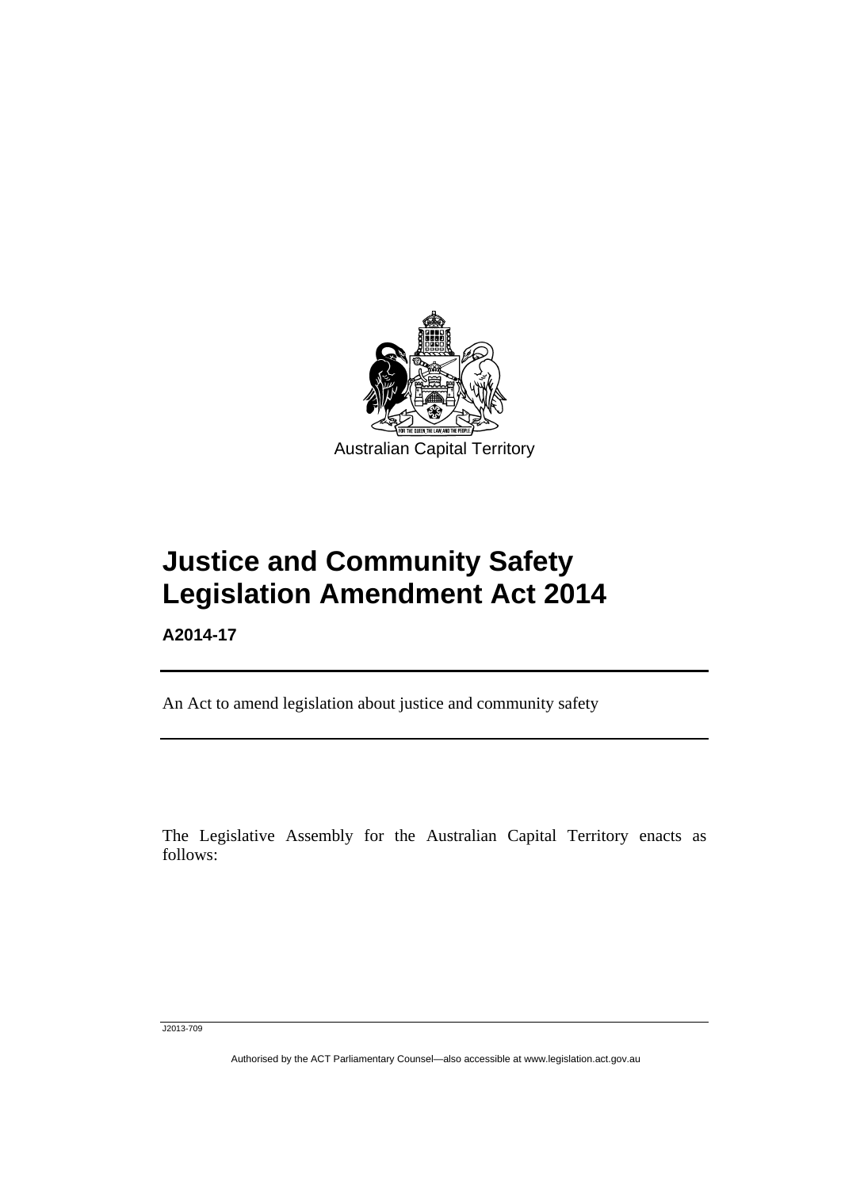Australian Capital Territory

# Justice and Community Safety Legislation Amendment Act 2014

**A2014-17**

An Act to amend legislation about justice and community safety

The Legislative Assembly for the Australian Capital Territory enacts as follows: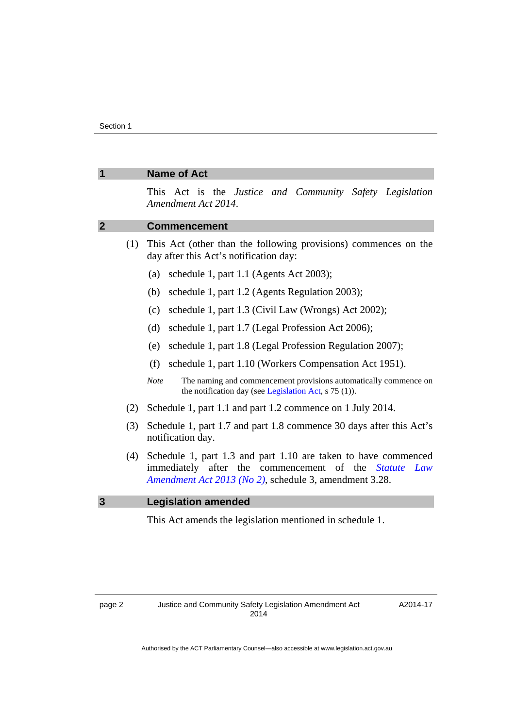## 1 Name of Act

This Act is the *Justice and Community Safety Legislation Amendment Act 2014*.

## 2 Commencement

(1) This Act (other than the following provisions) commences on the day after this Act's notification day:

(a) schedule 1, part 1.1 (Agents Act 2003);

(b) schedule 1, part 1.2 (Agents Regulation 2003);

(c) schedule 1, part 1.3 (Civil Law (Wrongs) Act 2002);

(d) schedule 1, part 1.7 (Legal Profession Act 2006);

(e) schedule 1, part 1.8 (Legal Profession Regulation 2007);

(f) schedule 1, part 1.10 (Workers Compensation Act 1951).

*Note* The naming and commencement provisions automatically commence on the notification day (see Legislation Act, s 75 (1)).

(2) Schedule 1, part 1.1 and part 1.2 commence on 1 July 2014.

(3) Schedule 1, part 1.7 and part 1.8 commence 30 days after this Act's notification day.

(4) Schedule 1, part 1.3 and part 1.10 are taken to have commenced immediately after the commencement of the *Statute Law Amendment Act 2013 (No 2)*, schedule 3, amendment 3.28.

## 3 Legislation amended

This Act amends the legislation mentioned in schedule 1.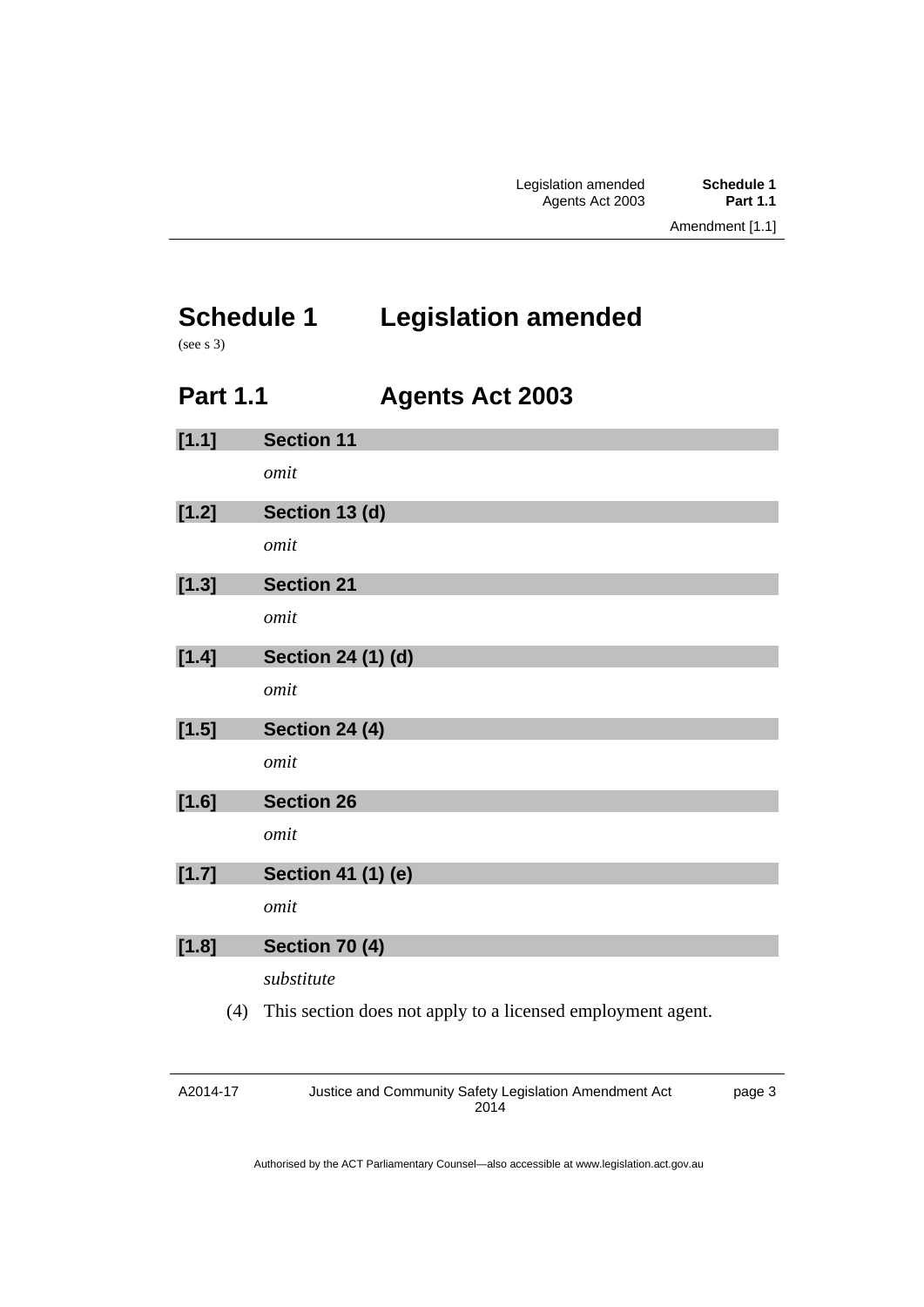# Schedule 1 Legislation amended

(see s 3)

## Part 1.1 Agents Act 2003

### [1.1] Section 11

*omit*

### [1.2] Section 13 (d)

*omit*

### [1.3] Section 21

*omit*

### [1.4] Section 24 (1) (d)

*omit*

### [1.5] Section 24 (4)

*omit*

### [1.6] Section 26

*omit*

### [1.7] Section 41 (1) (e)

*omit*

### [1.8] Section 70 (4)

*substitute*

(4) This section does not apply to a licensed employment agent.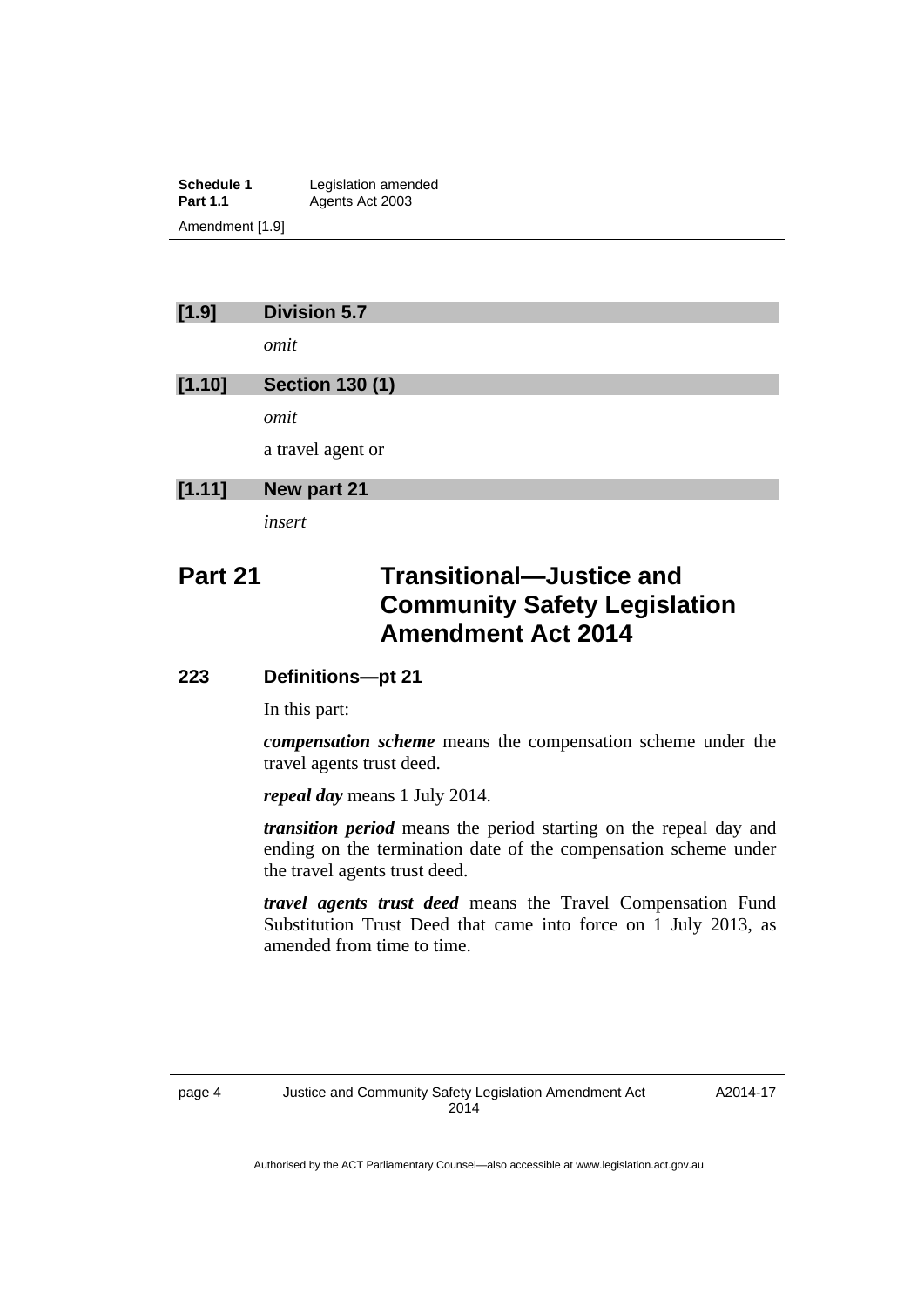**[1.9] Division 5.7**

*omit*

**[1.10] Section 130 (1)**

*omit*

a travel agent or

**[1.11] New part 21**

*insert*

# Part 21 Transitional—Justice and Community Safety Legislation Amendment Act 2014

### 223 Definitions—pt 21

In this part:

***compensation scheme*** means the compensation scheme under the travel agents trust deed.

***repeal day*** means 1 July 2014.

***transition period*** means the period starting on the repeal day and ending on the termination date of the compensation scheme under the travel agents trust deed.

***travel agents trust deed*** means the Travel Compensation Fund Substitution Trust Deed that came into force on 1 July 2013, as amended from time to time.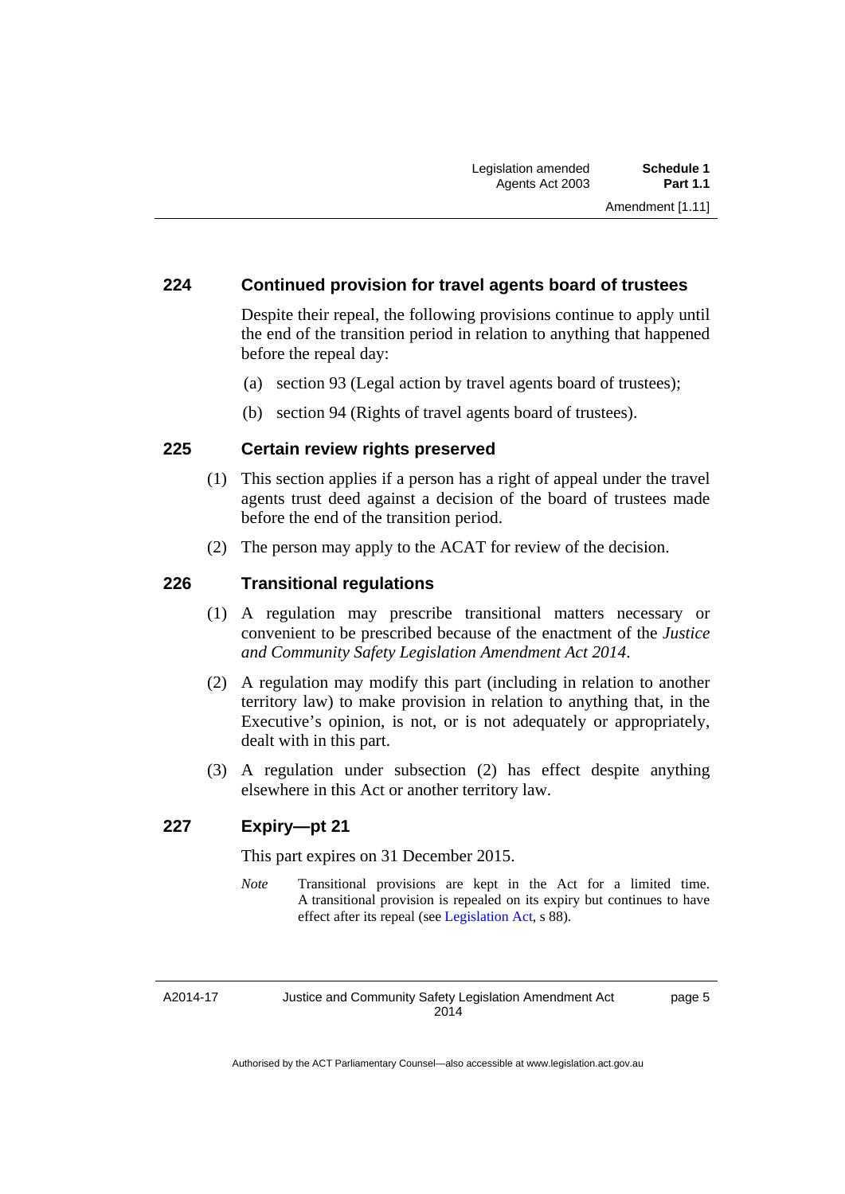### 224 Continued provision for travel agents board of trustees

Despite their repeal, the following provisions continue to apply until the end of the transition period in relation to anything that happened before the repeal day:

(a) section 93 (Legal action by travel agents board of trustees);

(b) section 94 (Rights of travel agents board of trustees).

### 225 Certain review rights preserved

(1) This section applies if a person has a right of appeal under the travel agents trust deed against a decision of the board of trustees made before the end of the transition period.

(2) The person may apply to the ACAT for review of the decision.

### 226 Transitional regulations

(1) A regulation may prescribe transitional matters necessary or convenient to be prescribed because of the enactment of the *Justice and Community Safety Legislation Amendment Act 2014*.

(2) A regulation may modify this part (including in relation to another territory law) to make provision in relation to anything that, in the Executive's opinion, is not, or is not adequately or appropriately, dealt with in this part.

(3) A regulation under subsection (2) has effect despite anything elsewhere in this Act or another territory law.

### 227 Expiry—pt 21

This part expires on 31 December 2015.

*Note* Transitional provisions are kept in the Act for a limited time. A transitional provision is repealed on its expiry but continues to have effect after its repeal (see Legislation Act, s 88).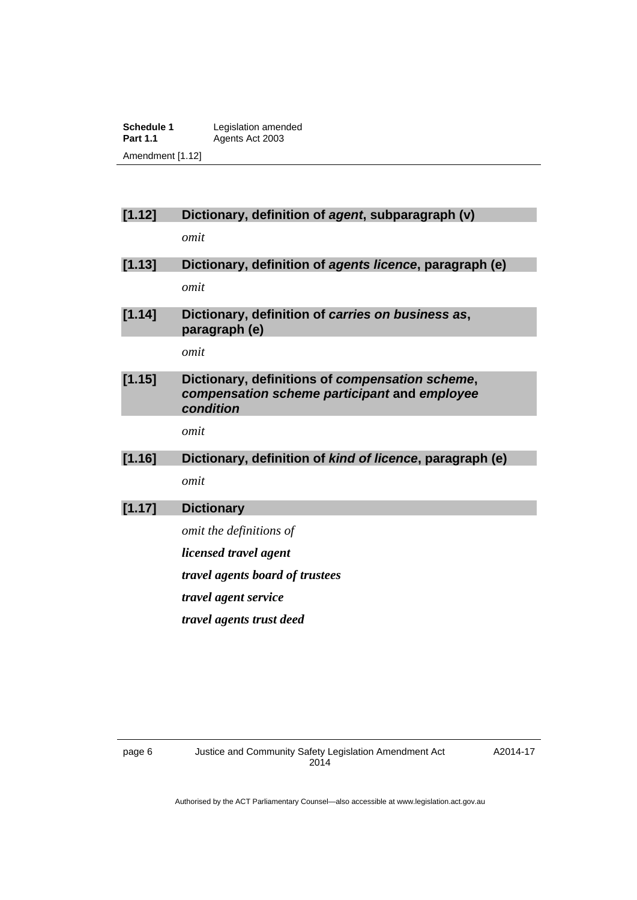### [1.12] Dictionary, definition of *agent*, subparagraph (v)

*omit*

### [1.13] Dictionary, definition of *agents licence*, paragraph (e)

*omit*

### [1.14] Dictionary, definition of *carries on business as*, paragraph (e)

*omit*

### [1.15] Dictionary, definitions of *compensation scheme*, *compensation scheme participant* and *employee condition*

*omit*

### [1.16] Dictionary, definition of *kind of licence*, paragraph (e)

*omit*

### [1.17] Dictionary

*omit the definitions of*

***licensed travel agent***

***travel agents board of trustees***

***travel agent service***

***travel agents trust deed***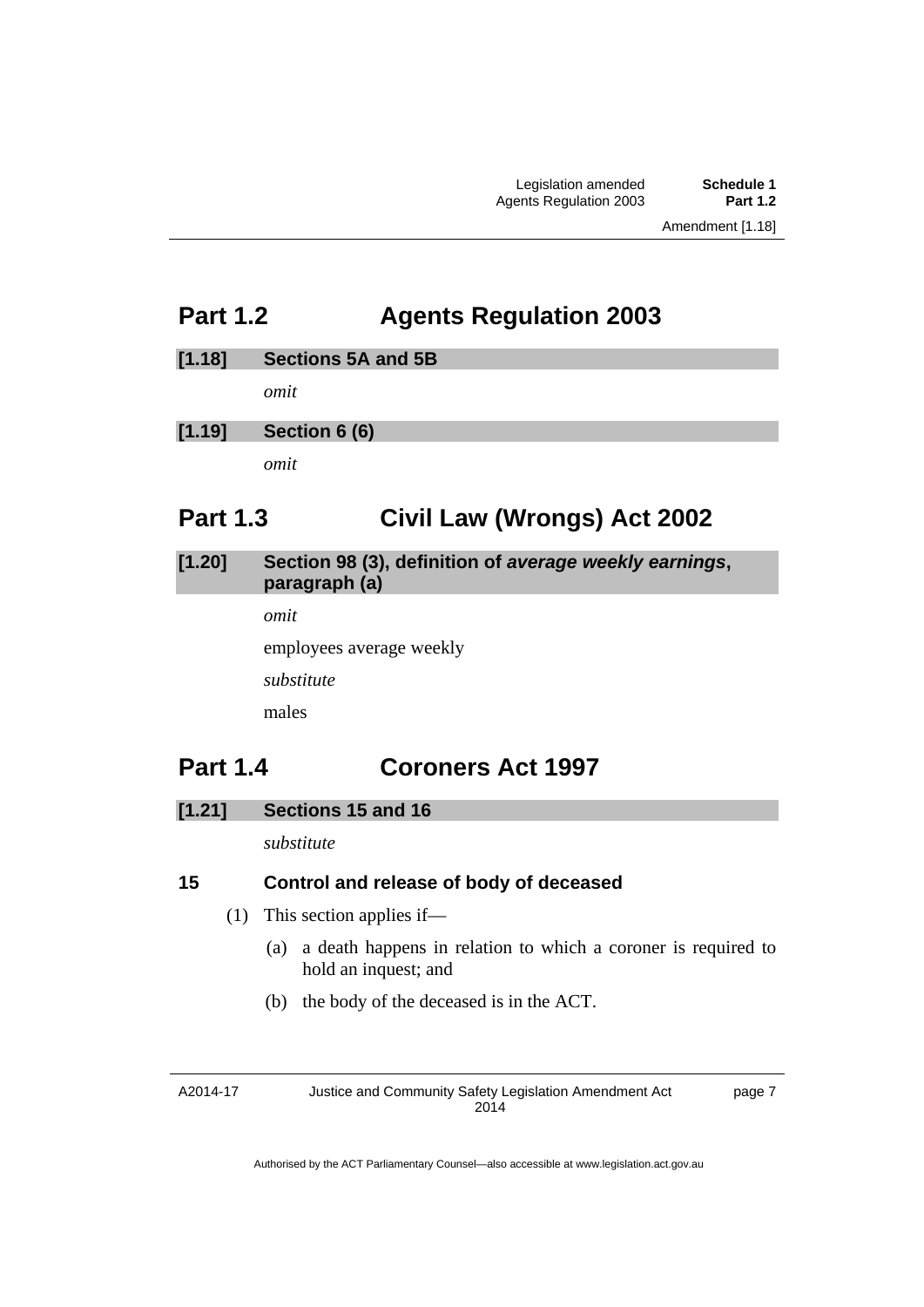## Part 1.2 Agents Regulation 2003

### [1.18] Sections 5A and 5B

*omit*

### [1.19] Section 6 (6)

*omit*

## Part 1.3 Civil Law (Wrongs) Act 2002

### [1.20] Section 98 (3), definition of ***average weekly earnings***, paragraph (a)

*omit*

employees average weekly

*substitute*

males

## Part 1.4 Coroners Act 1997

### [1.21] Sections 15 and 16

*substitute*

**15 Control and release of body of deceased**

(1) This section applies if—

(a) a death happens in relation to which a coroner is required to hold an inquest; and

(b) the body of the deceased is in the ACT.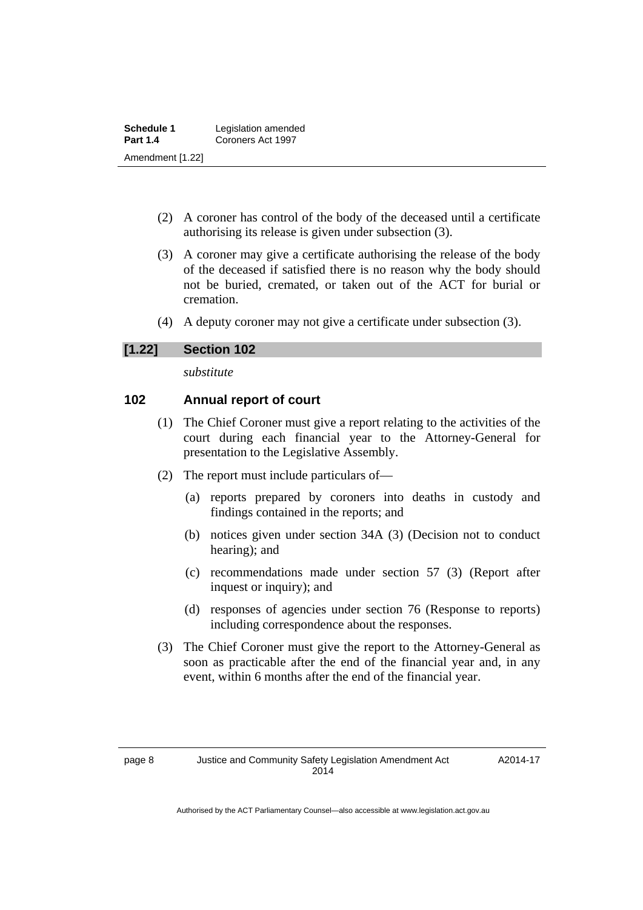(2) A coroner has control of the body of the deceased until a certificate authorising its release is given under subsection (3).

(3) A coroner may give a certificate authorising the release of the body of the deceased if satisfied there is no reason why the body should not be buried, cremated, or taken out of the ACT for burial or cremation.

(4) A deputy coroner may not give a certificate under subsection (3).

### [1.22] Section 102

*substitute*

### 102 Annual report of court

(1) The Chief Coroner must give a report relating to the activities of the court during each financial year to the Attorney-General for presentation to the Legislative Assembly.

(2) The report must include particulars of—

(a) reports prepared by coroners into deaths in custody and findings contained in the reports; and

(b) notices given under section 34A (3) (Decision not to conduct hearing); and

(c) recommendations made under section 57 (3) (Report after inquest or inquiry); and

(d) responses of agencies under section 76 (Response to reports) including correspondence about the responses.

(3) The Chief Coroner must give the report to the Attorney-General as soon as practicable after the end of the financial year and, in any event, within 6 months after the end of the financial year.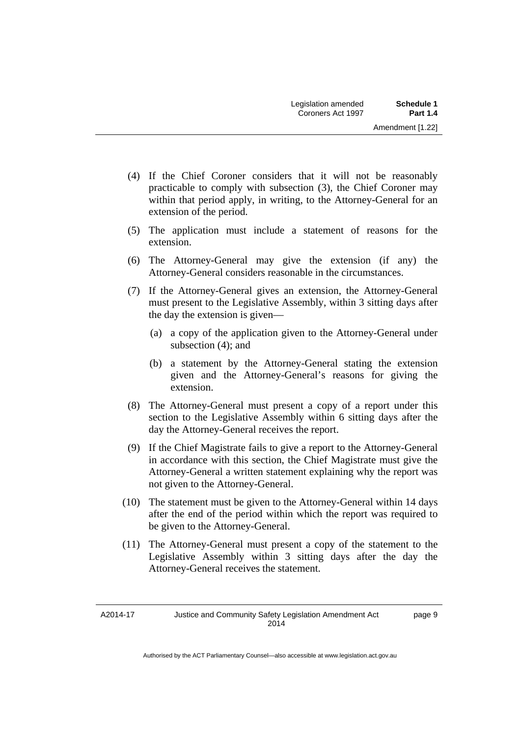(4) If the Chief Coroner considers that it will not be reasonably practicable to comply with subsection (3), the Chief Coroner may within that period apply, in writing, to the Attorney-General for an extension of the period.

(5) The application must include a statement of reasons for the extension.

(6) The Attorney-General may give the extension (if any) the Attorney-General considers reasonable in the circumstances.

(7) If the Attorney-General gives an extension, the Attorney-General must present to the Legislative Assembly, within 3 sitting days after the day the extension is given—

(a) a copy of the application given to the Attorney-General under subsection (4); and

(b) a statement by the Attorney-General stating the extension given and the Attorney-General's reasons for giving the extension.

(8) The Attorney-General must present a copy of a report under this section to the Legislative Assembly within 6 sitting days after the day the Attorney-General receives the report.

(9) If the Chief Magistrate fails to give a report to the Attorney-General in accordance with this section, the Chief Magistrate must give the Attorney-General a written statement explaining why the report was not given to the Attorney-General.

(10) The statement must be given to the Attorney-General within 14 days after the end of the period within which the report was required to be given to the Attorney-General.

(11) The Attorney-General must present a copy of the statement to the Legislative Assembly within 3 sitting days after the day the Attorney-General receives the statement.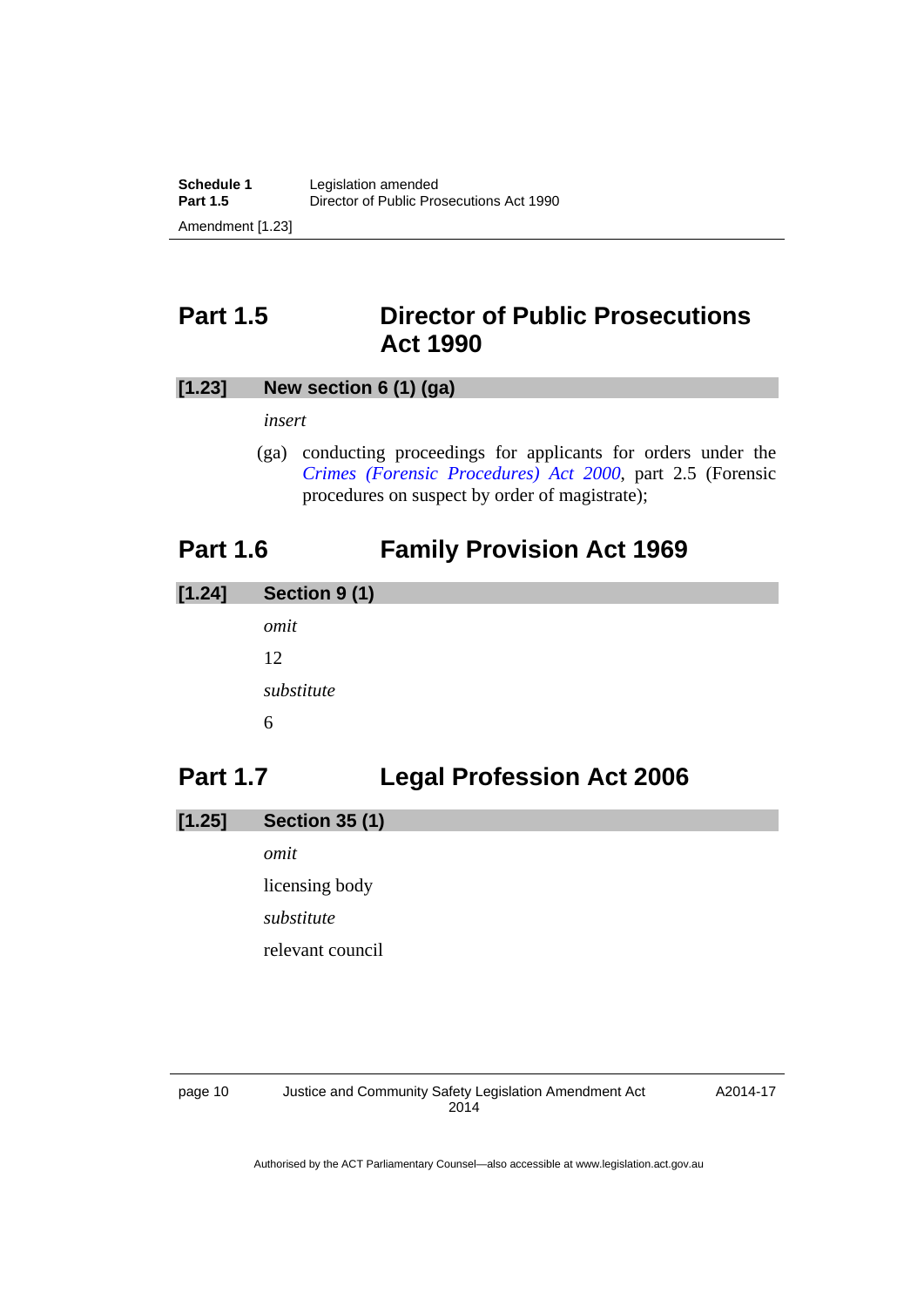## Part 1.5 Director of Public Prosecutions Act 1990

### [1.23] New section 6 (1) (ga)

*insert*

(ga) conducting proceedings for applicants for orders under the *Crimes (Forensic Procedures) Act 2000*, part 2.5 (Forensic procedures on suspect by order of magistrate);

## Part 1.6 Family Provision Act 1969

### [1.24] Section 9 (1)

*omit*

12

*substitute*

6

## Part 1.7 Legal Profession Act 2006

### [1.25] Section 35 (1)

*omit*

licensing body

*substitute*

relevant council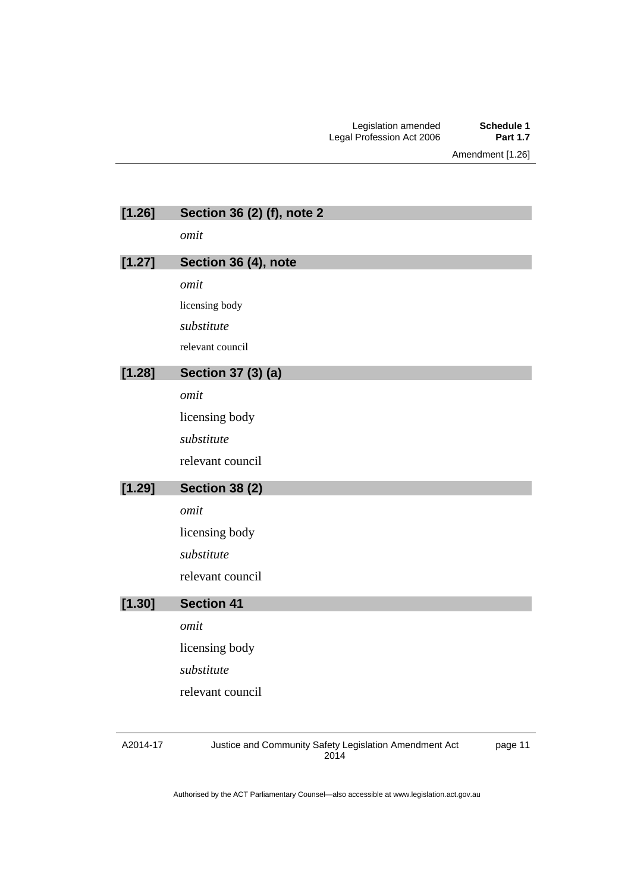### [1.26] Section 36 (2) (f), note 2

*omit*

### [1.27] Section 36 (4), note

*omit*

licensing body

*substitute*

relevant council

### [1.28] Section 37 (3) (a)

*omit*

licensing body

*substitute*

relevant council

### [1.29] Section 38 (2)

*omit*

licensing body

*substitute*

relevant council

### [1.30] Section 41

*omit*

licensing body

*substitute*

relevant council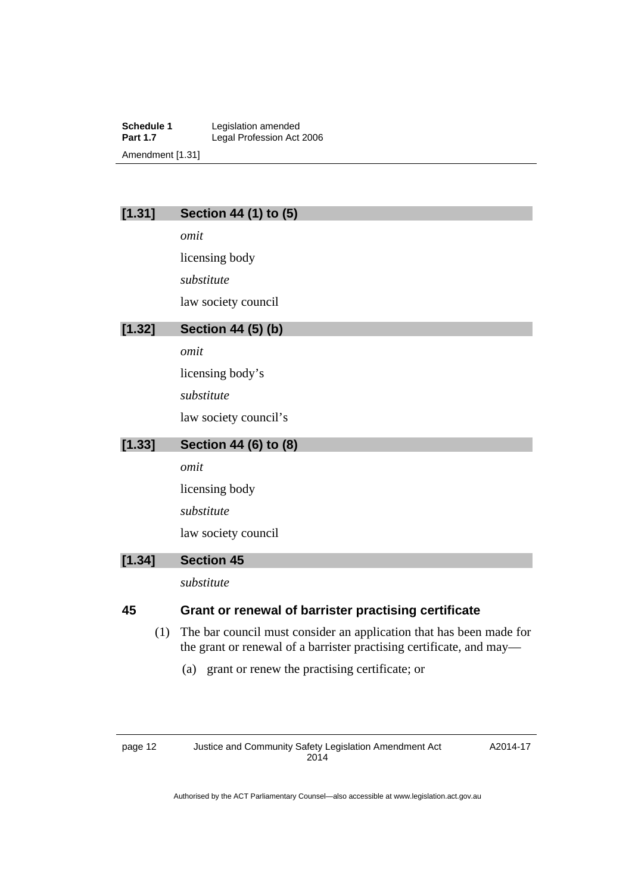### [1.31] Section 44 (1) to (5)

*omit*

licensing body

*substitute*

law society council

### [1.32] Section 44 (5) (b)

*omit*

licensing body's

*substitute*

law society council's

### [1.33] Section 44 (6) to (8)

*omit*

licensing body

*substitute*

law society council

### [1.34] Section 45

*substitute*

### 45 Grant or renewal of barrister practising certificate

(1) The bar council must consider an application that has been made for the grant or renewal of a barrister practising certificate, and may—

(a) grant or renew the practising certificate; or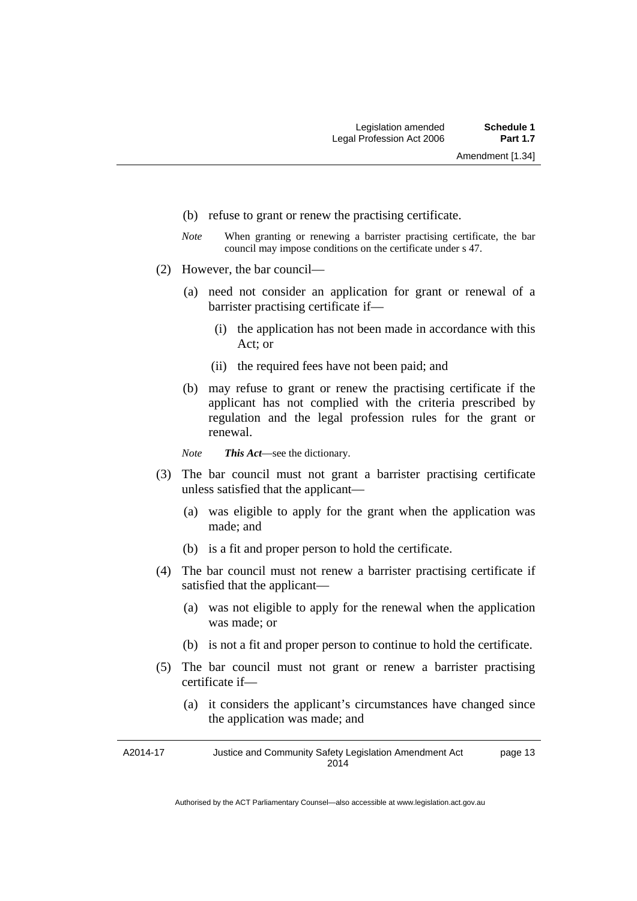(b) refuse to grant or renew the practising certificate.

*Note* When granting or renewing a barrister practising certificate, the bar council may impose conditions on the certificate under s 47.

(2) However, the bar council—

(a) need not consider an application for grant or renewal of a barrister practising certificate if—

(i) the application has not been made in accordance with this Act; or

(ii) the required fees have not been paid; and

(b) may refuse to grant or renew the practising certificate if the applicant has not complied with the criteria prescribed by regulation and the legal profession rules for the grant or renewal.

*Note* ***This Act***—see the dictionary.

(3) The bar council must not grant a barrister practising certificate unless satisfied that the applicant—

(a) was eligible to apply for the grant when the application was made; and

(b) is a fit and proper person to hold the certificate.

(4) The bar council must not renew a barrister practising certificate if satisfied that the applicant—

(a) was not eligible to apply for the renewal when the application was made; or

(b) is not a fit and proper person to continue to hold the certificate.

(5) The bar council must not grant or renew a barrister practising certificate if—

(a) it considers the applicant's circumstances have changed since the application was made; and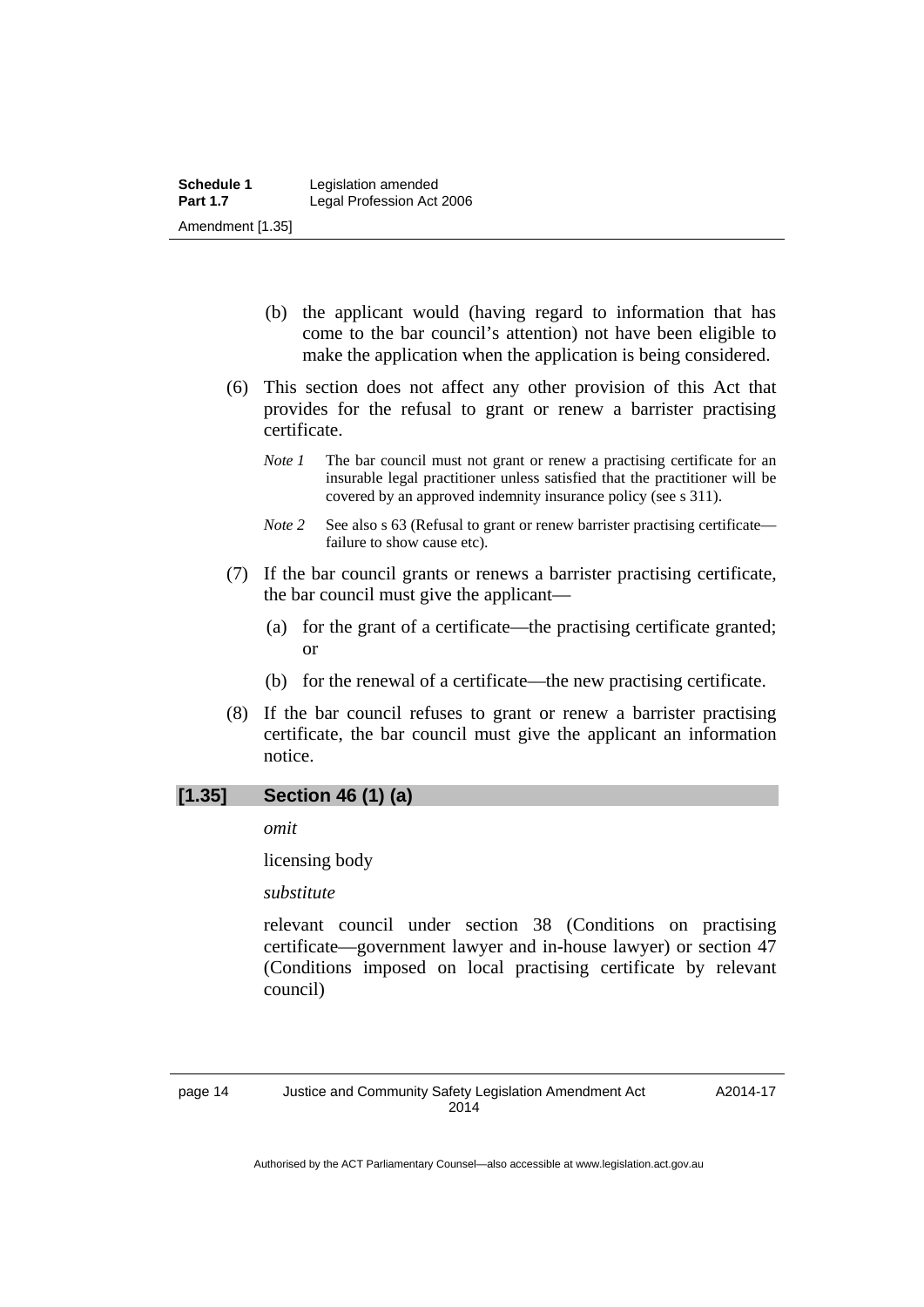(b) the applicant would (having regard to information that has come to the bar council's attention) not have been eligible to make the application when the application is being considered.

(6) This section does not affect any other provision of this Act that provides for the refusal to grant or renew a barrister practising certificate.

*Note 1* The bar council must not grant or renew a practising certificate for an insurable legal practitioner unless satisfied that the practitioner will be covered by an approved indemnity insurance policy (see s 311).

*Note 2* See also s 63 (Refusal to grant or renew barrister practising certificate—failure to show cause etc).

(7) If the bar council grants or renews a barrister practising certificate, the bar council must give the applicant—

(a) for the grant of a certificate—the practising certificate granted; or

(b) for the renewal of a certificate—the new practising certificate.

(8) If the bar council refuses to grant or renew a barrister practising certificate, the bar council must give the applicant an information notice.

## [1.35] Section 46 (1) (a)

*omit*

licensing body

*substitute*

relevant council under section 38 (Conditions on practising certificate—government lawyer and in-house lawyer) or section 47 (Conditions imposed on local practising certificate by relevant council)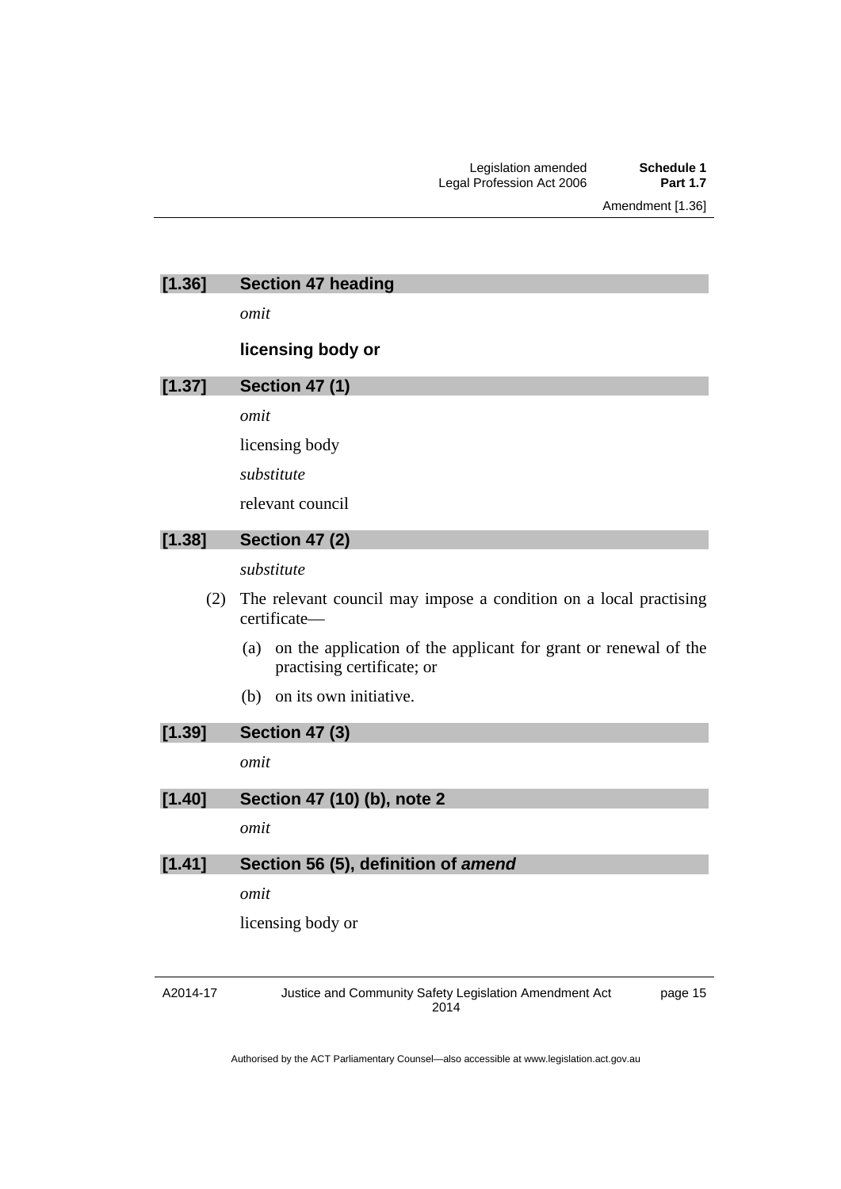### [1.36] Section 47 heading

*omit*

**licensing body or**

### [1.37] Section 47 (1)

*omit*

licensing body

*substitute*

relevant council

### [1.38] Section 47 (2)

*substitute*

(2) The relevant council may impose a condition on a local practising certificate—

(a) on the application of the applicant for grant or renewal of the practising certificate; or

(b) on its own initiative.

### [1.39] Section 47 (3)

*omit*

### [1.40] Section 47 (10) (b), note 2

*omit*

### [1.41] Section 56 (5), definition of *amend*

*omit*

licensing body or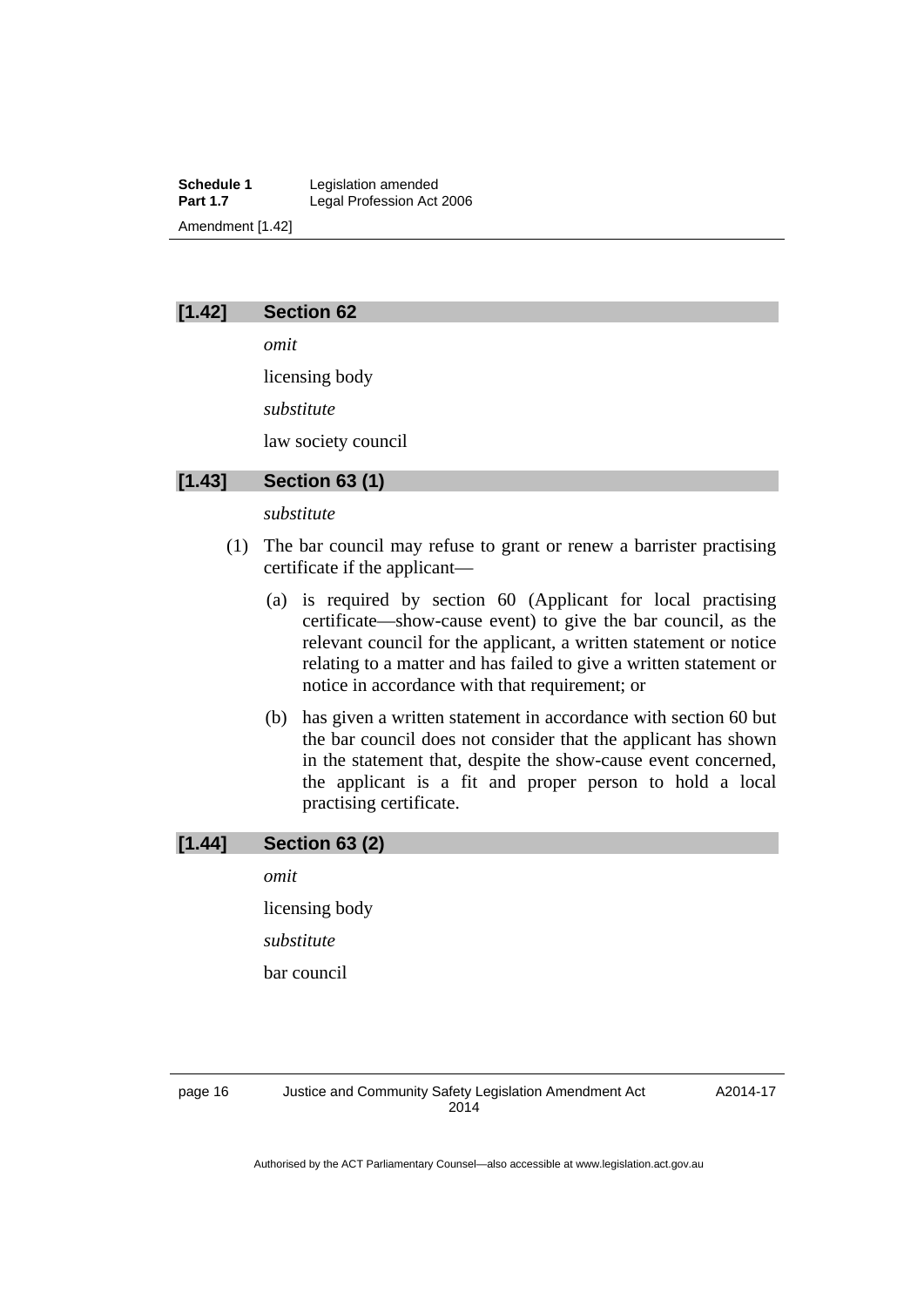### [1.42] Section 62

*omit*

licensing body

*substitute*

law society council

### [1.43] Section 63 (1)

*substitute*

(1) The bar council may refuse to grant or renew a barrister practising certificate if the applicant—

(a) is required by section 60 (Applicant for local practising certificate—show-cause event) to give the bar council, as the relevant council for the applicant, a written statement or notice relating to a matter and has failed to give a written statement or notice in accordance with that requirement; or

(b) has given a written statement in accordance with section 60 but the bar council does not consider that the applicant has shown in the statement that, despite the show-cause event concerned, the applicant is a fit and proper person to hold a local practising certificate.

### [1.44] Section 63 (2)

*omit*

licensing body

*substitute*

bar council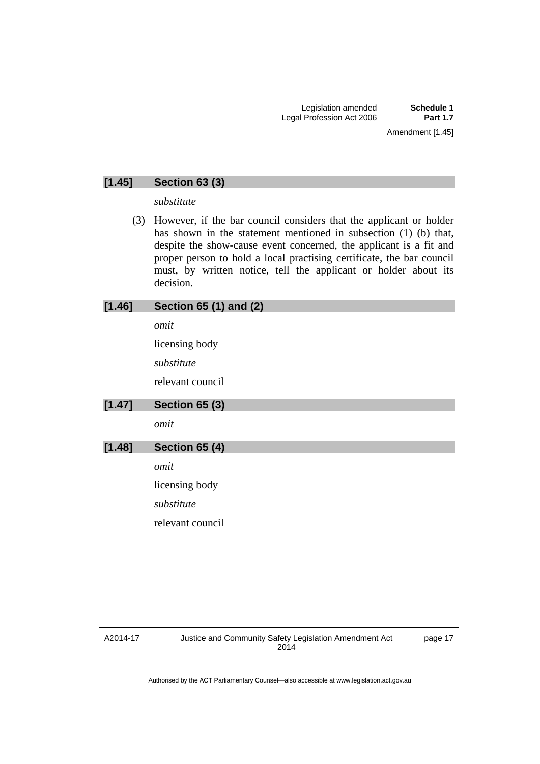### [1.45] Section 63 (3)

*substitute*

(3) However, if the bar council considers that the applicant or holder has shown in the statement mentioned in subsection (1) (b) that, despite the show-cause event concerned, the applicant is a fit and proper person to hold a local practising certificate, the bar council must, by written notice, tell the applicant or holder about its decision.

### [1.46] Section 65 (1) and (2)

*omit*

licensing body

*substitute*

relevant council

### [1.47] Section 65 (3)

*omit*

### [1.48] Section 65 (4)

*omit*

licensing body

*substitute*

relevant council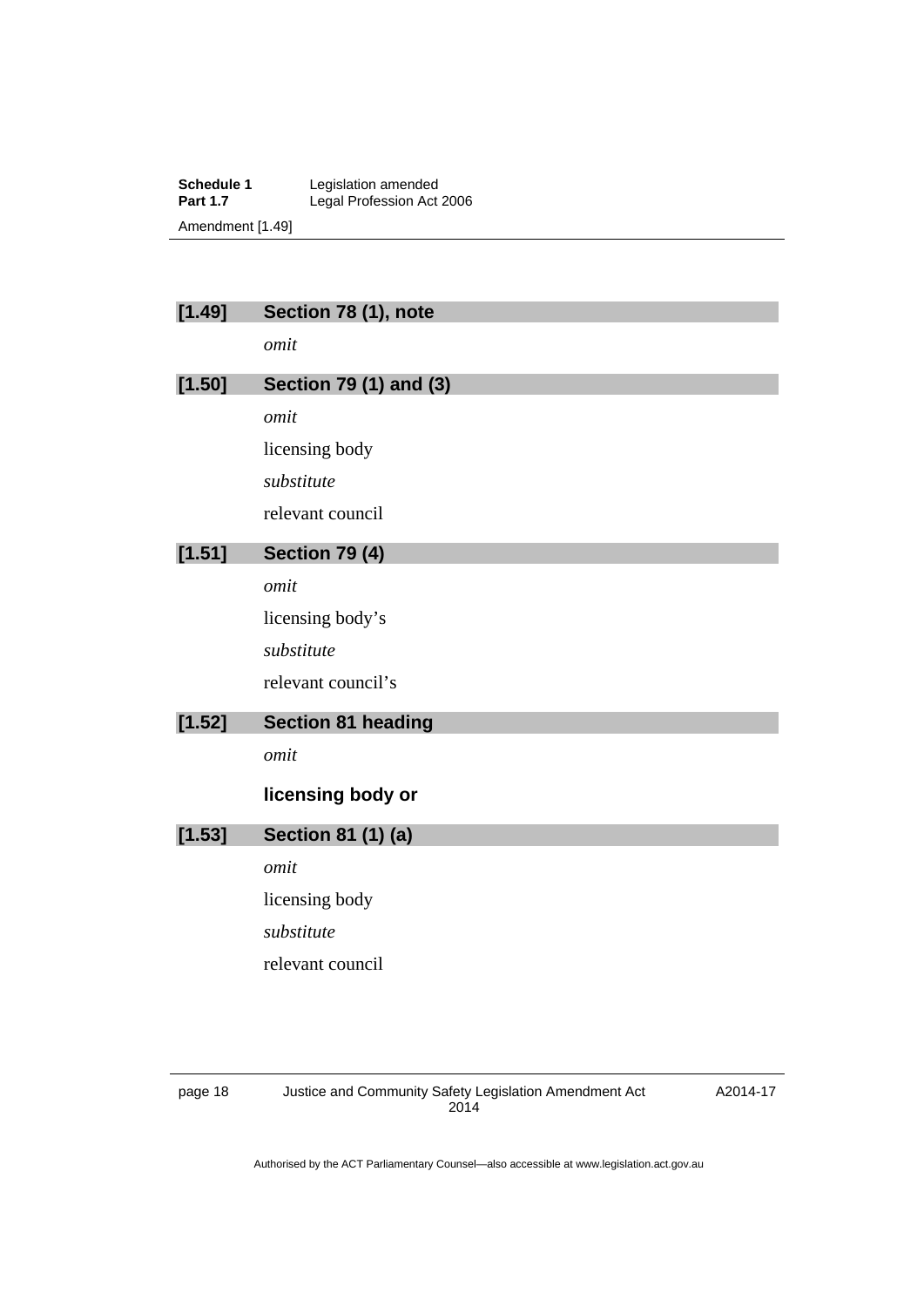### [1.49] Section 78 (1), note

*omit*

### [1.50] Section 79 (1) and (3)

*omit*

licensing body

*substitute*

relevant council

### [1.51] Section 79 (4)

*omit*

licensing body’s

*substitute*

relevant council’s

### [1.52] Section 81 heading

*omit*

**licensing body or**

### [1.53] Section 81 (1) (a)

*omit*

licensing body

*substitute*

relevant council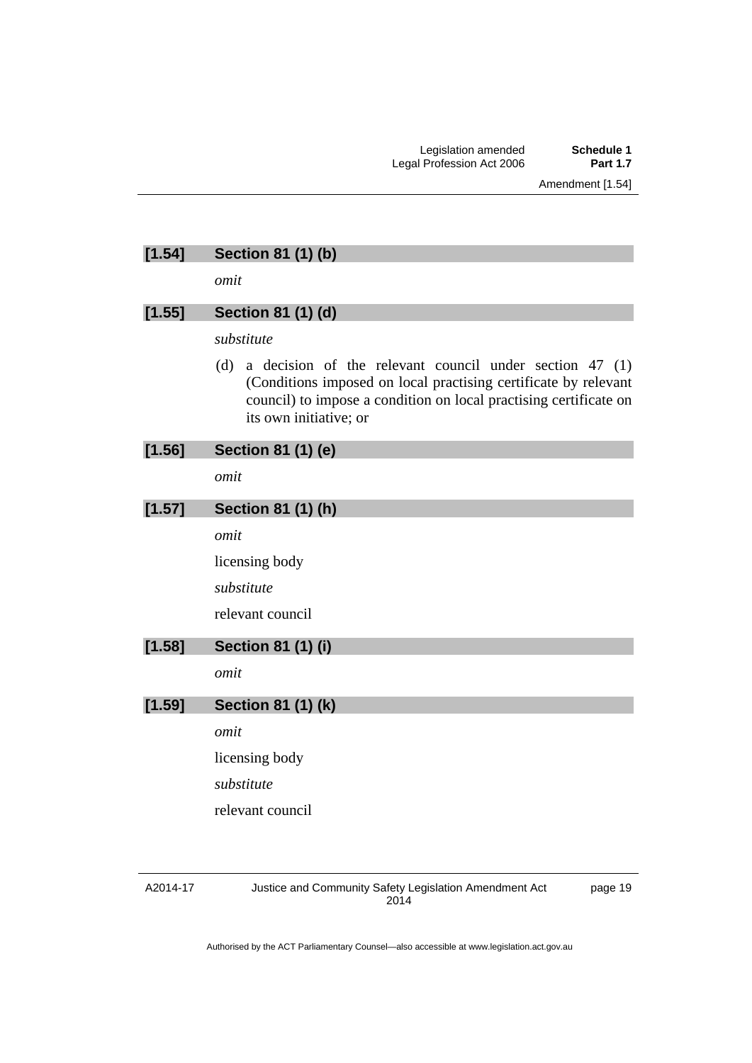### [1.54] Section 81 (1) (b)

*omit*

### [1.55] Section 81 (1) (d)

*substitute*

(d) a decision of the relevant council under section 47 (1) (Conditions imposed on local practising certificate by relevant council) to impose a condition on local practising certificate on its own initiative; or

### [1.56] Section 81 (1) (e)

*omit*

### [1.57] Section 81 (1) (h)

*omit*

licensing body

*substitute*

relevant council

### [1.58] Section 81 (1) (i)

*omit*

### [1.59] Section 81 (1) (k)

*omit*

licensing body

*substitute*

relevant council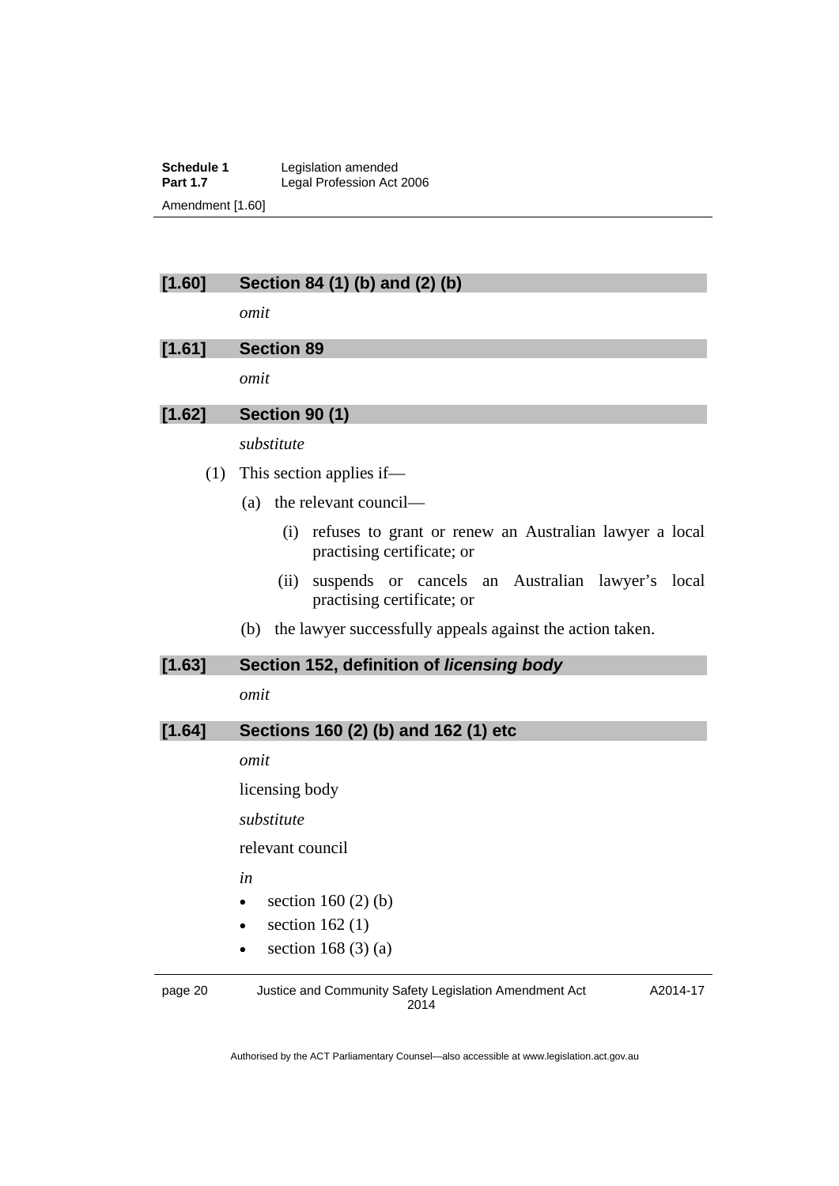### [1.60] Section 84 (1) (b) and (2) (b)

*omit*

### [1.61] Section 89

*omit*

### [1.62] Section 90 (1)

*substitute*

(1) This section applies if—

(a) the relevant council—

(i) refuses to grant or renew an Australian lawyer a local practising certificate; or

(ii) suspends or cancels an Australian lawyer's local practising certificate; or

(b) the lawyer successfully appeals against the action taken.

### [1.63] Section 152, definition of ***licensing body***

*omit*

### [1.64] Sections 160 (2) (b) and 162 (1) etc

*omit*

licensing body

*substitute*

relevant council

*in*

- section 160 (2) (b)
- section 162 (1)
- section 168 (3) (a)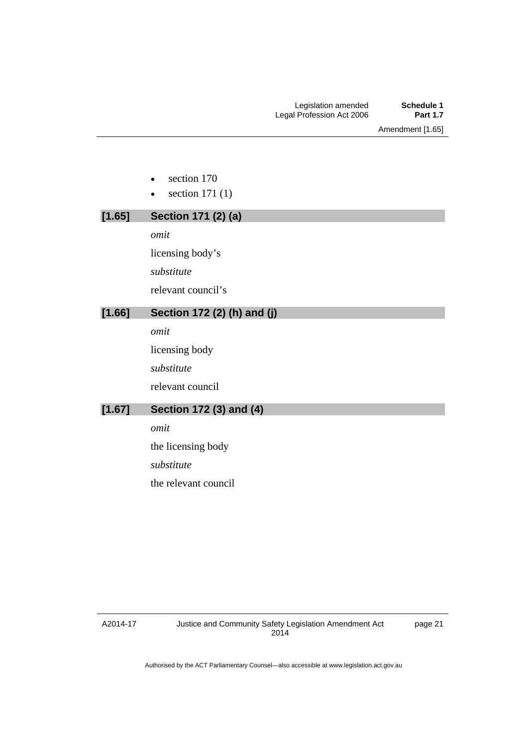- section 170
- section 171 (1)

### [1.65] Section 171 (2) (a)

*omit*

licensing body's

*substitute*

relevant council's

### [1.66] Section 172 (2) (h) and (j)

*omit*

licensing body

*substitute*

relevant council

### [1.67] Section 172 (3) and (4)

*omit*

the licensing body

*substitute*

the relevant council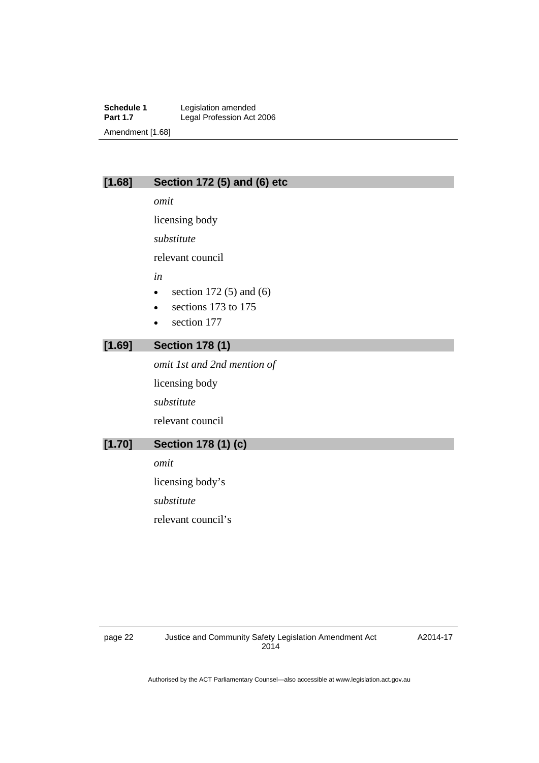## [1.68] Section 172 (5) and (6) etc

*omit*

licensing body

*substitute*

relevant council

*in*

- section 172 (5) and (6)
- sections 173 to 175
- section 177

## [1.69] Section 178 (1)

*omit 1st and 2nd mention of*

licensing body

*substitute*

relevant council

## [1.70] Section 178 (1) (c)

*omit*

licensing body's

*substitute*

relevant council's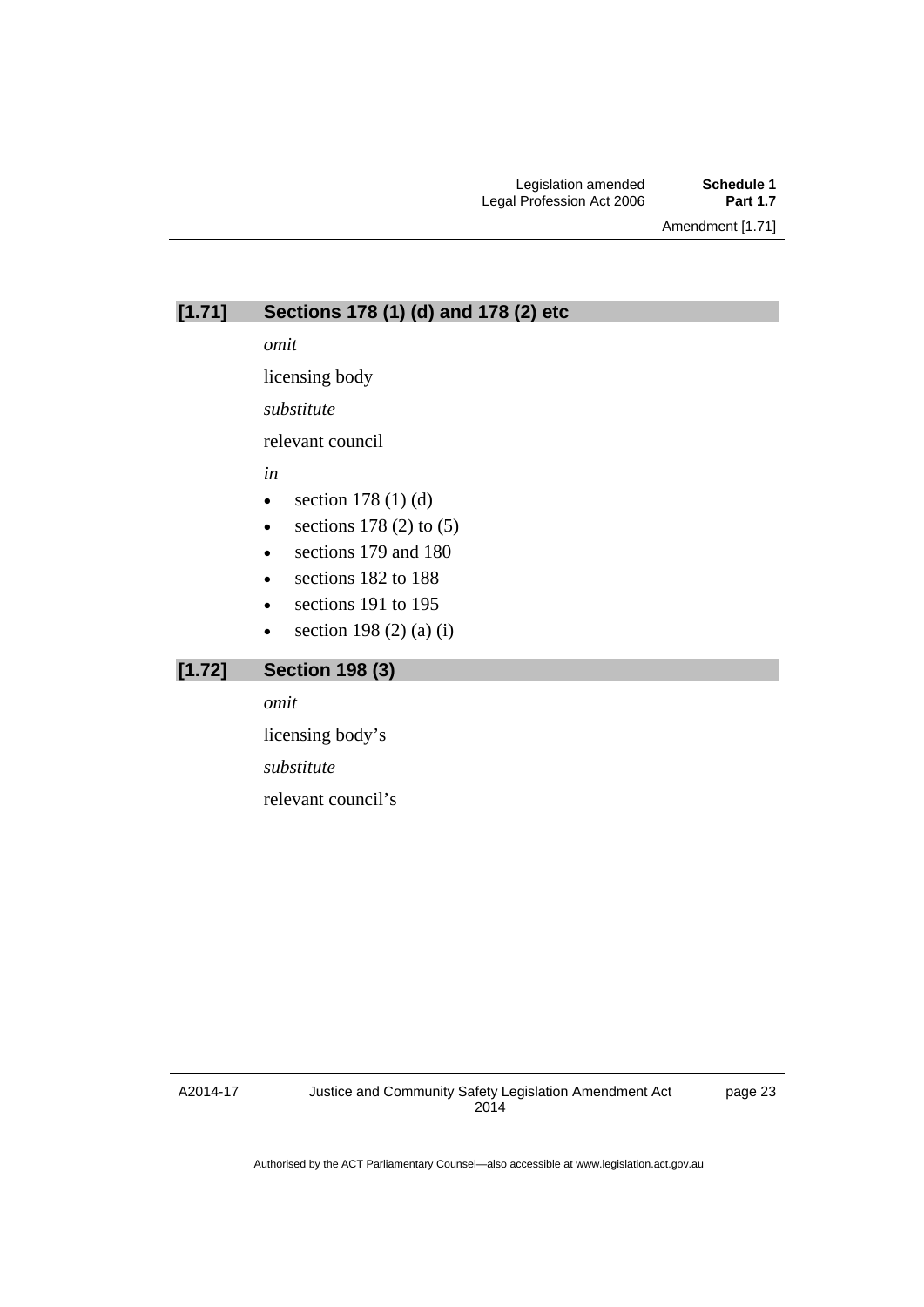### [1.71] Sections 178 (1) (d) and 178 (2) etc

*omit*

licensing body

*substitute*

relevant council

*in*

- section 178 (1) (d)
- sections 178 (2) to (5)
- sections 179 and 180
- sections 182 to 188
- sections 191 to 195
- section 198 (2) (a) (i)

### [1.72] Section 198 (3)

*omit*

licensing body's

*substitute*

relevant council's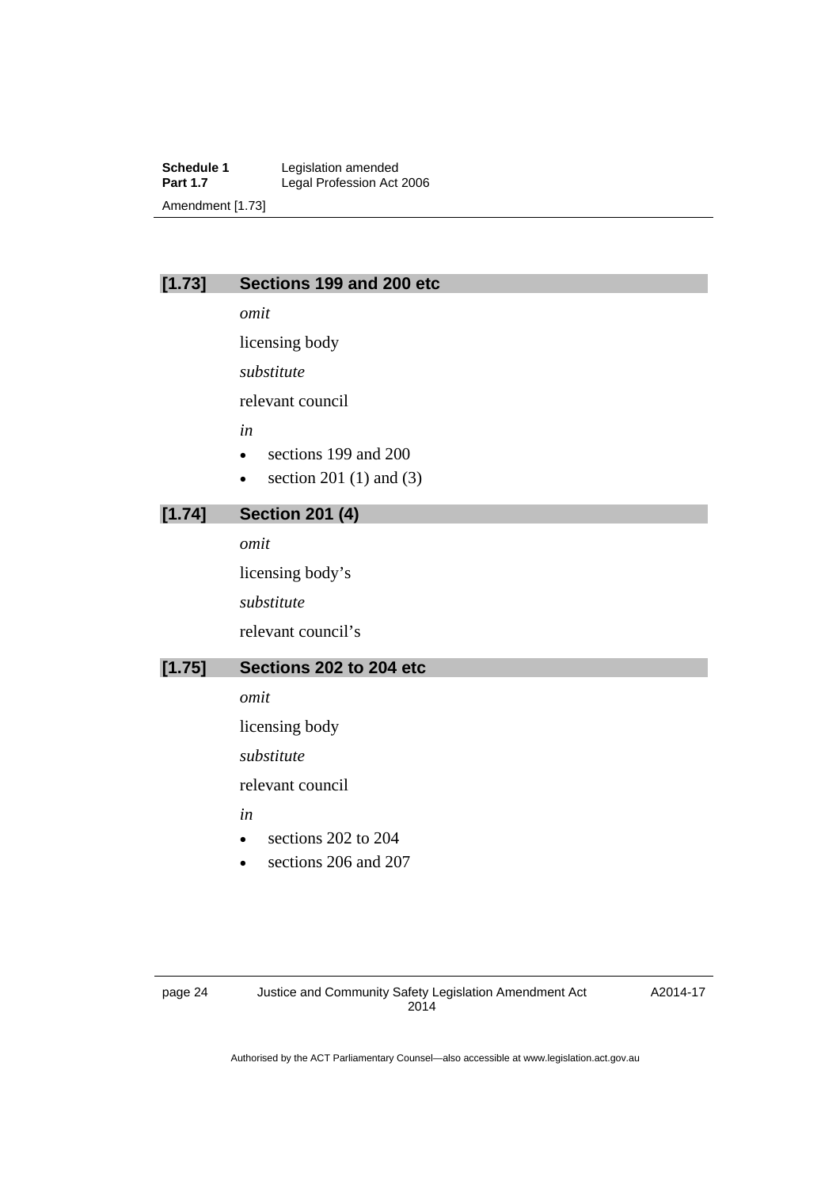## [1.73] Sections 199 and 200 etc

*omit*

licensing body

*substitute*

relevant council

*in*

- sections 199 and 200
- section 201 (1) and (3)

## [1.74] Section 201 (4)

*omit*

licensing body’s

*substitute*

relevant council’s

## [1.75] Sections 202 to 204 etc

*omit*

licensing body

*substitute*

relevant council

*in*

- sections 202 to 204
- sections 206 and 207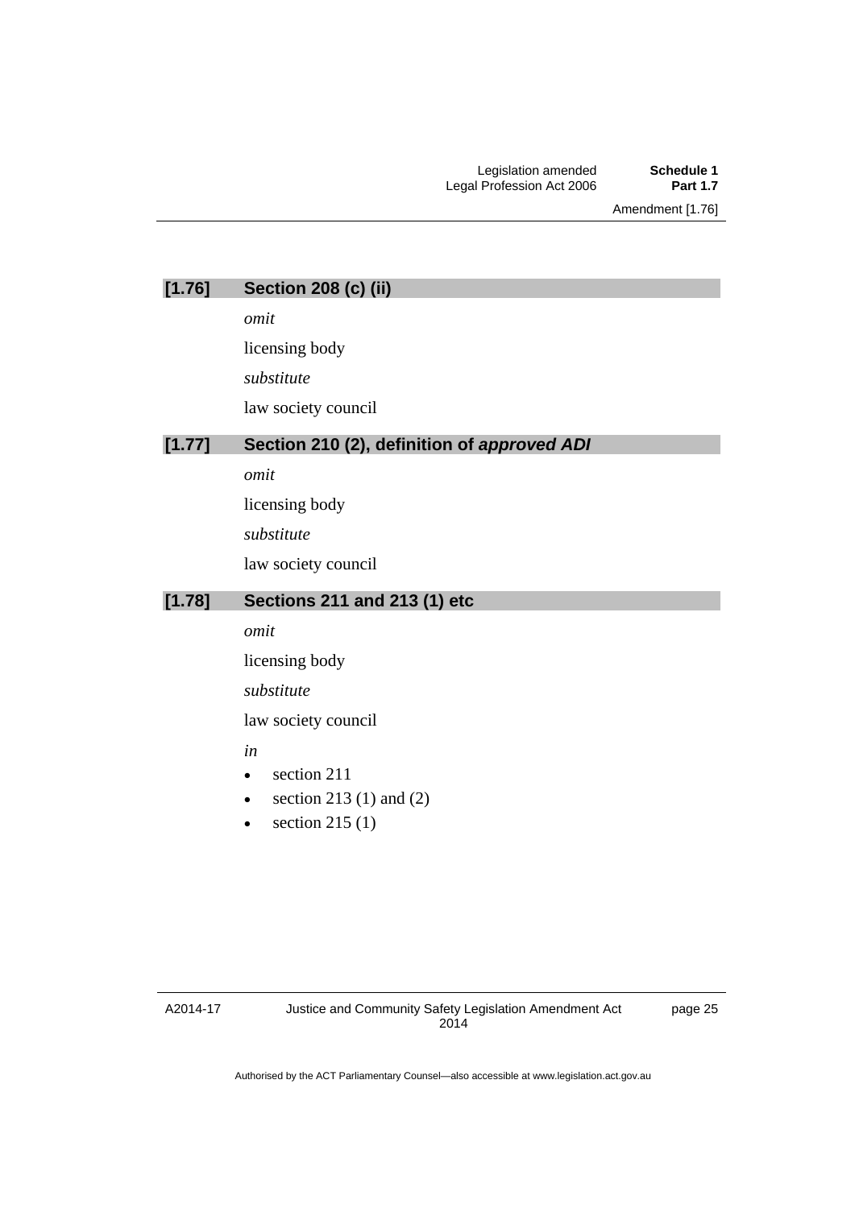### [1.76] Section 208 (c) (ii)

*omit*

licensing body

*substitute*

law society council

### [1.77] Section 210 (2), definition of ***approved ADI***

*omit*

licensing body

*substitute*

law society council

### [1.78] Sections 211 and 213 (1) etc

*omit*

licensing body

*substitute*

law society council

*in*

- section 211
- section 213 (1) and (2)
- section 215 (1)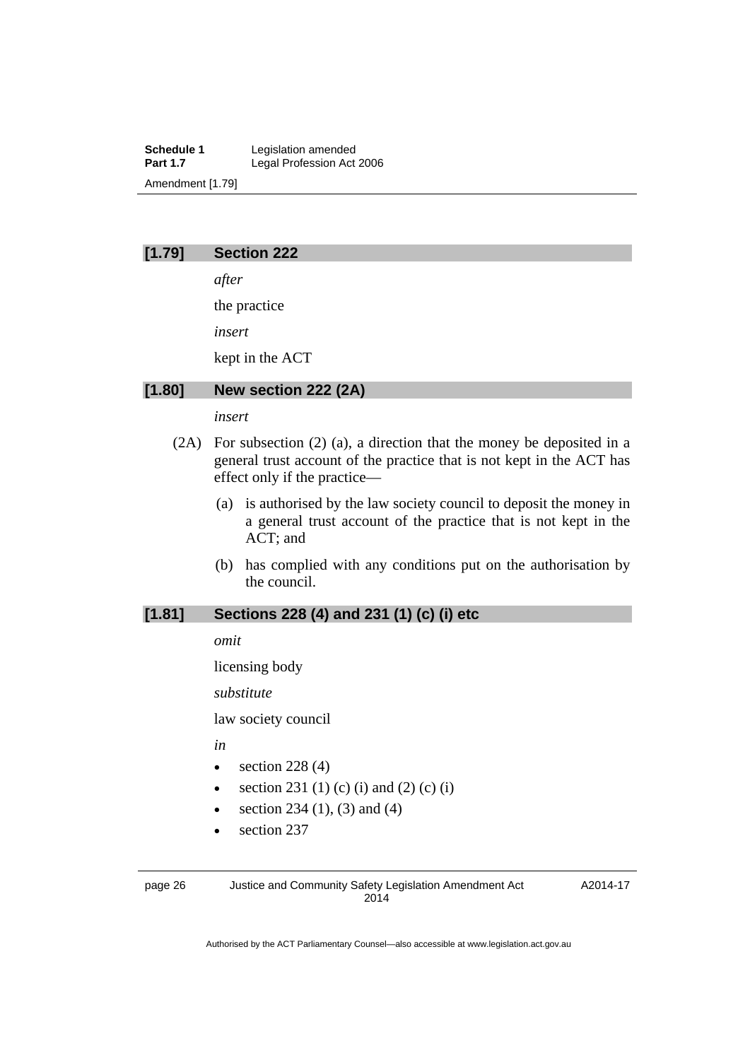### [1.79] Section 222

*after*

the practice

*insert*

kept in the ACT

### [1.80] New section 222 (2A)

*insert*

(2A) For subsection (2) (a), a direction that the money be deposited in a general trust account of the practice that is not kept in the ACT has effect only if the practice—

(a) is authorised by the law society council to deposit the money in a general trust account of the practice that is not kept in the ACT; and

(b) has complied with any conditions put on the authorisation by the council.

### [1.81] Sections 228 (4) and 231 (1) (c) (i) etc

*omit*

licensing body

*substitute*

law society council

*in*

- section 228 (4)
- section 231 (1) (c) (i) and (2) (c) (i)
- section 234 (1), (3) and (4)
- section 237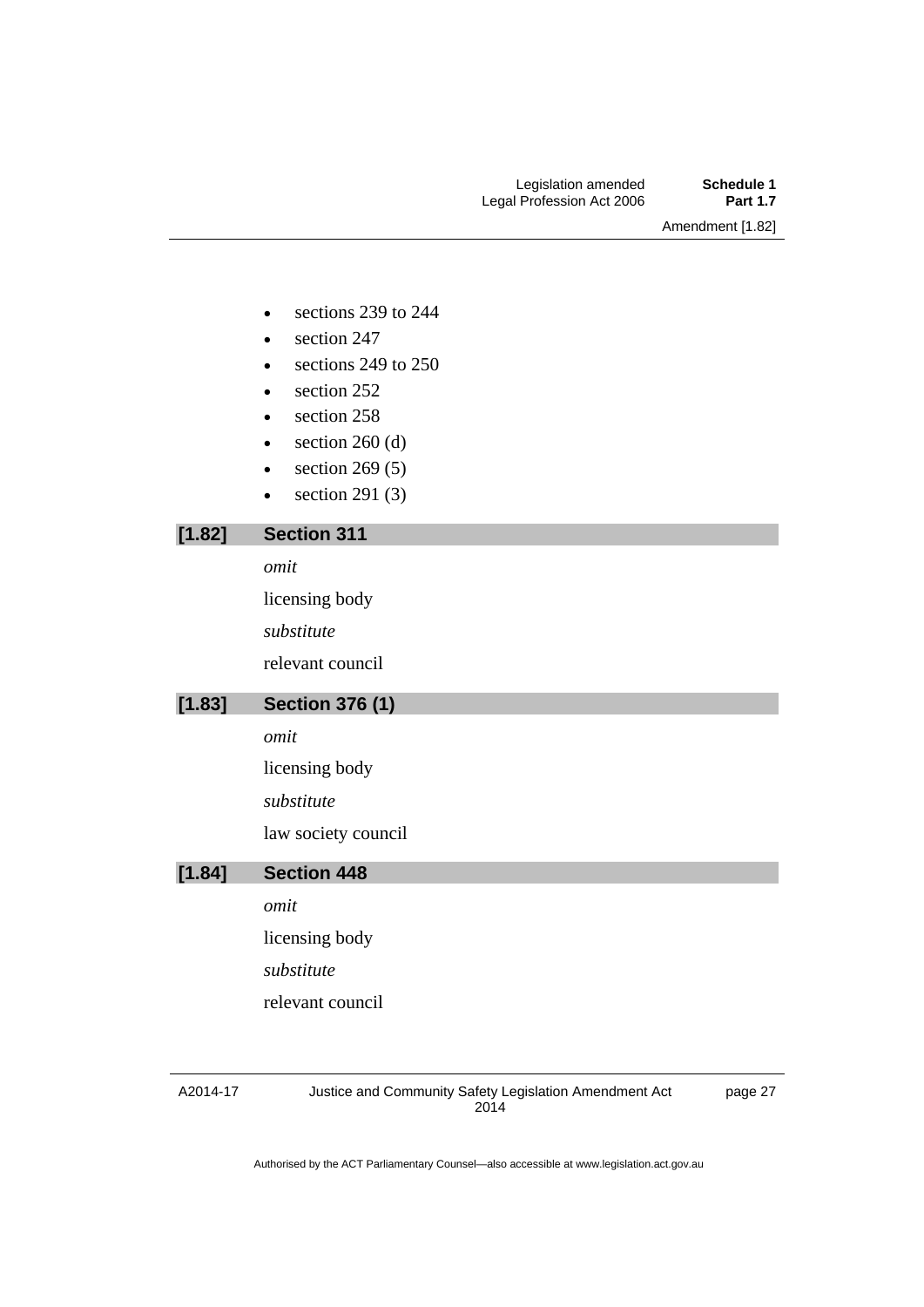- sections 239 to 244
- section 247
- sections 249 to 250
- section 252
- section 258
- section 260 (d)
- section 269 (5)
- section 291 (3)

### [1.82] Section 311

*omit*

licensing body

*substitute*

relevant council

### [1.83] Section 376 (1)

*omit*

licensing body

*substitute*

law society council

### [1.84] Section 448

*omit*

licensing body

*substitute*

relevant council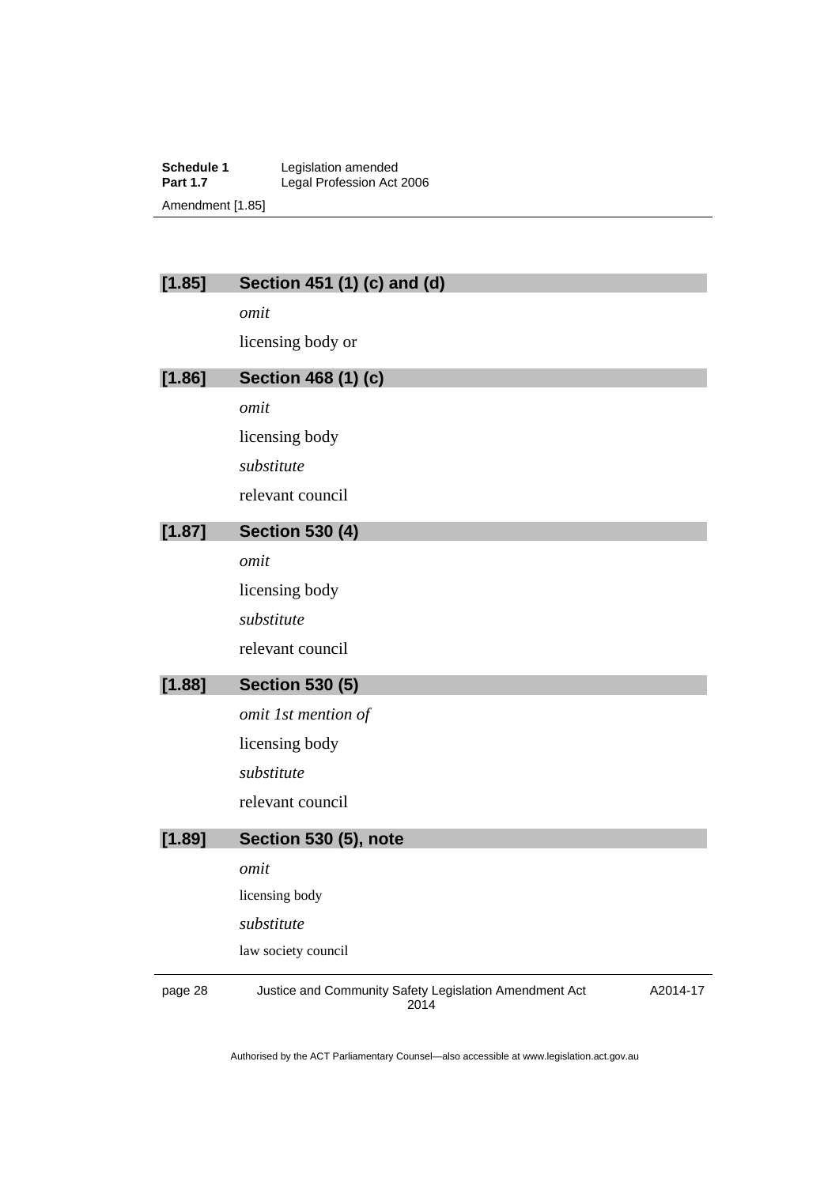### [1.85] Section 451 (1) (c) and (d)

*omit*

licensing body or

### [1.86] Section 468 (1) (c)

*omit*

licensing body

*substitute*

relevant council

### [1.87] Section 530 (4)

*omit*

licensing body

*substitute*

relevant council

### [1.88] Section 530 (5)

*omit 1st mention of*

licensing body

*substitute*

relevant council

### [1.89] Section 530 (5), note

*omit*

licensing body

*substitute*

law society council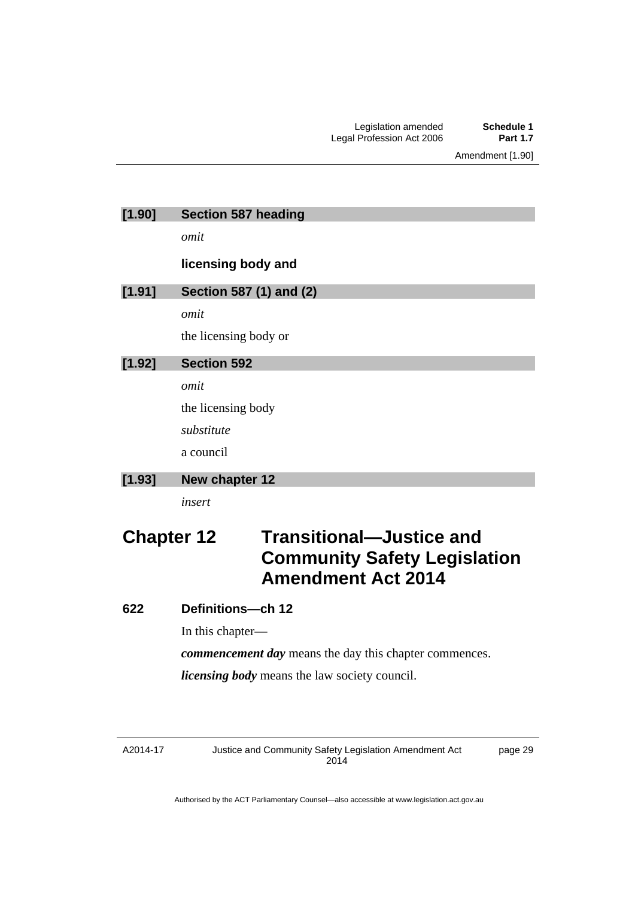**[1.90] Section 587 heading**

*omit*

**licensing body and**

**[1.91] Section 587 (1) and (2)**

*omit*

the licensing body or

**[1.92] Section 592**

*omit*

the licensing body

*substitute*

a council

**[1.93] New chapter 12**

*insert*

# Chapter 12 Transitional—Justice and Community Safety Legislation Amendment Act 2014

### 622 Definitions—ch 12

In this chapter—

***commencement day*** means the day this chapter commences.

***licensing body*** means the law society council.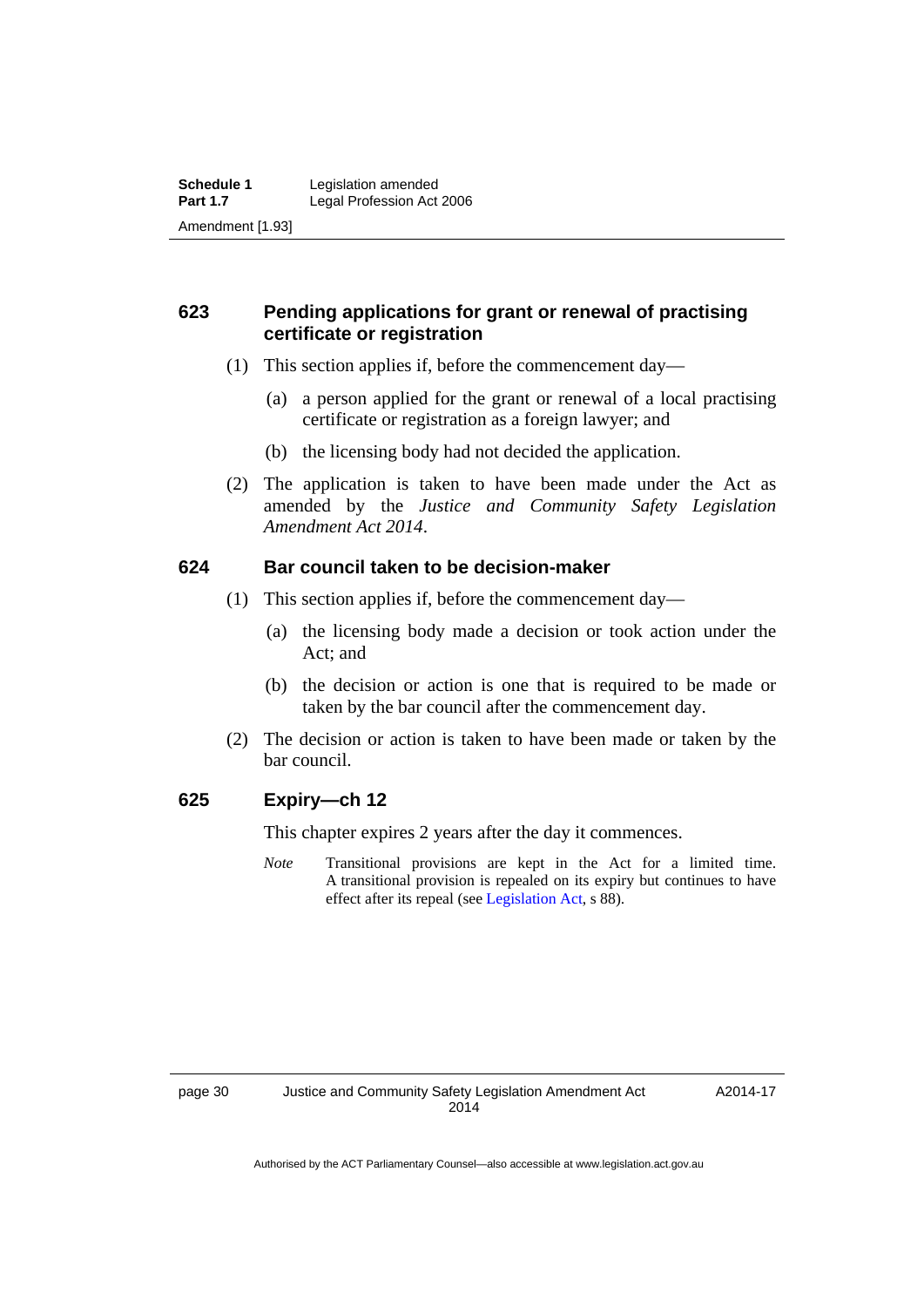### 623 Pending applications for grant or renewal of practising certificate or registration

(1) This section applies if, before the commencement day—

(a) a person applied for the grant or renewal of a local practising certificate or registration as a foreign lawyer; and

(b) the licensing body had not decided the application.

(2) The application is taken to have been made under the Act as amended by the *Justice and Community Safety Legislation Amendment Act 2014*.

### 624 Bar council taken to be decision-maker

(1) This section applies if, before the commencement day—

(a) the licensing body made a decision or took action under the Act; and

(b) the decision or action is one that is required to be made or taken by the bar council after the commencement day.

(2) The decision or action is taken to have been made or taken by the bar council.

### 625 Expiry—ch 12

This chapter expires 2 years after the day it commences.

*Note* Transitional provisions are kept in the Act for a limited time. A transitional provision is repealed on its expiry but continues to have effect after its repeal (see Legislation Act, s 88).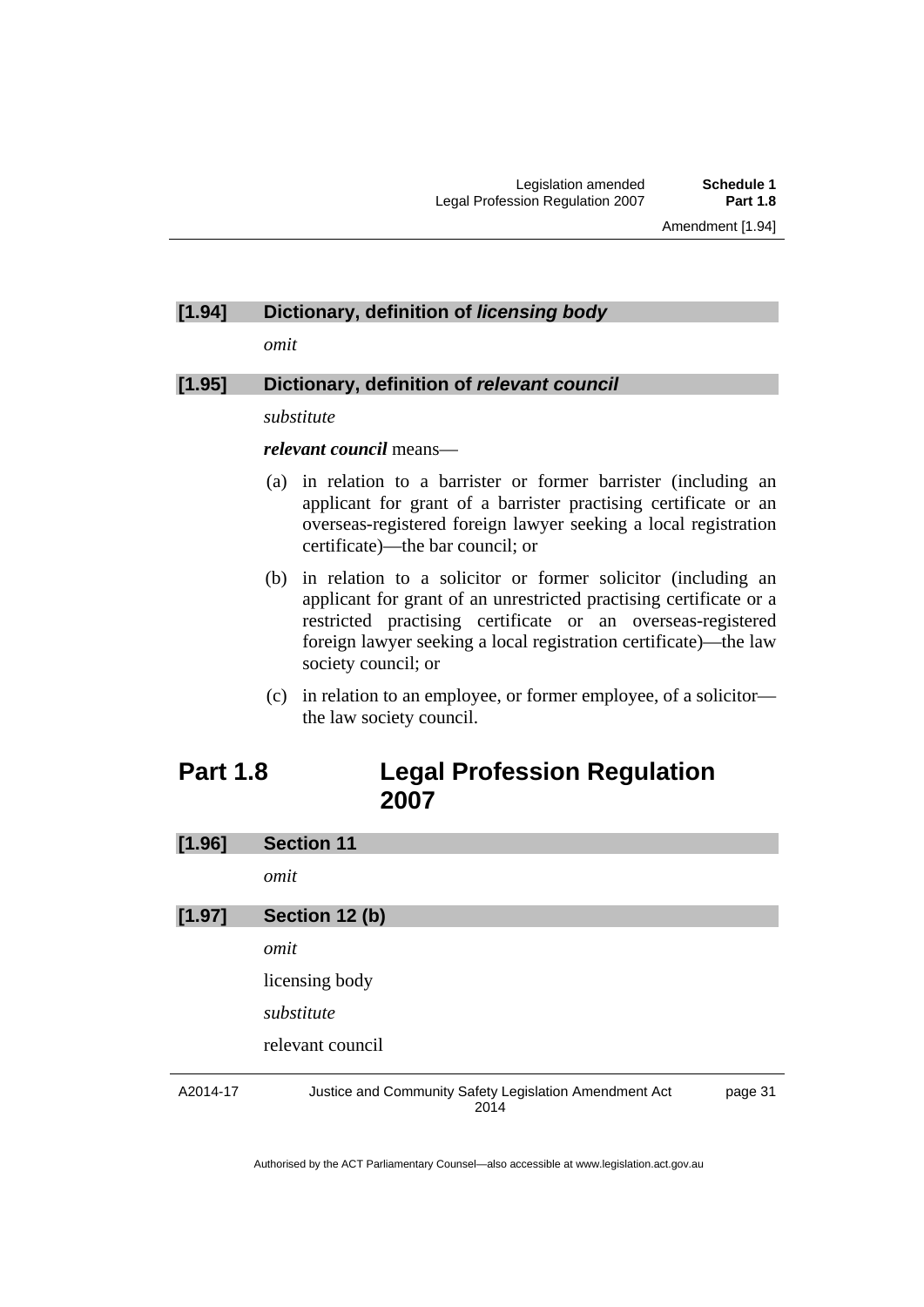### [1.94] Dictionary, definition of *licensing body*

*omit*

### [1.95] Dictionary, definition of *relevant council*

*substitute*

***relevant council*** means—

(a) in relation to a barrister or former barrister (including an applicant for grant of a barrister practising certificate or an overseas-registered foreign lawyer seeking a local registration certificate)—the bar council; or

(b) in relation to a solicitor or former solicitor (including an applicant for grant of an unrestricted practising certificate or a restricted practising certificate or an overseas-registered foreign lawyer seeking a local registration certificate)—the law society council; or

(c) in relation to an employee, or former employee, of a solicitor—the law society council.

## Part 1.8 Legal Profession Regulation 2007

### [1.96] Section 11

*omit*

### [1.97] Section 12 (b)

*omit*

licensing body

*substitute*

relevant council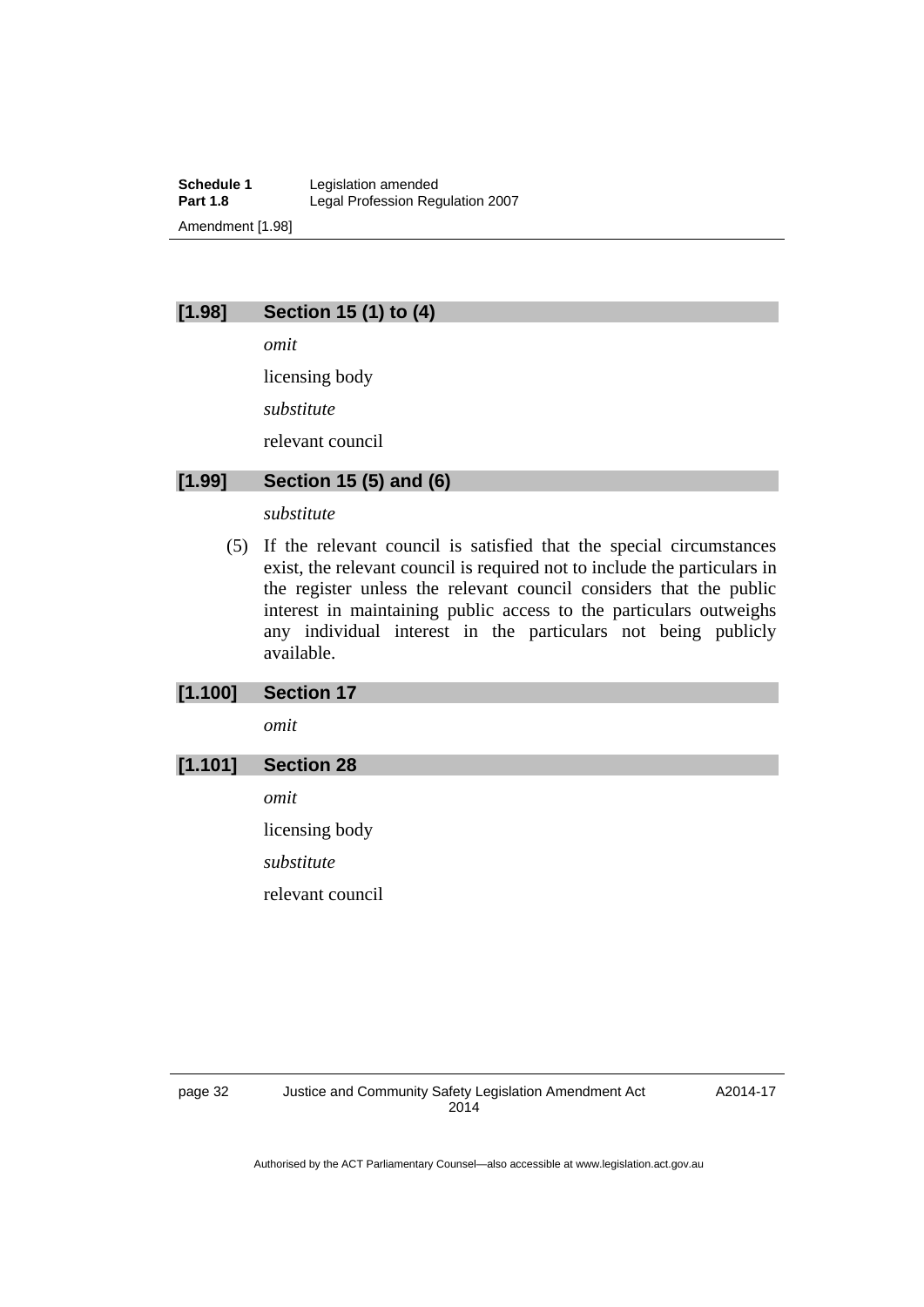## [1.98] Section 15 (1) to (4)

*omit*

licensing body

*substitute*

relevant council

## [1.99] Section 15 (5) and (6)

*substitute*

(5) If the relevant council is satisfied that the special circumstances exist, the relevant council is required not to include the particulars in the register unless the relevant council considers that the public interest in maintaining public access to the particulars outweighs any individual interest in the particulars not being publicly available.

## [1.100] Section 17

*omit*

## [1.101] Section 28

*omit*

licensing body

*substitute*

relevant council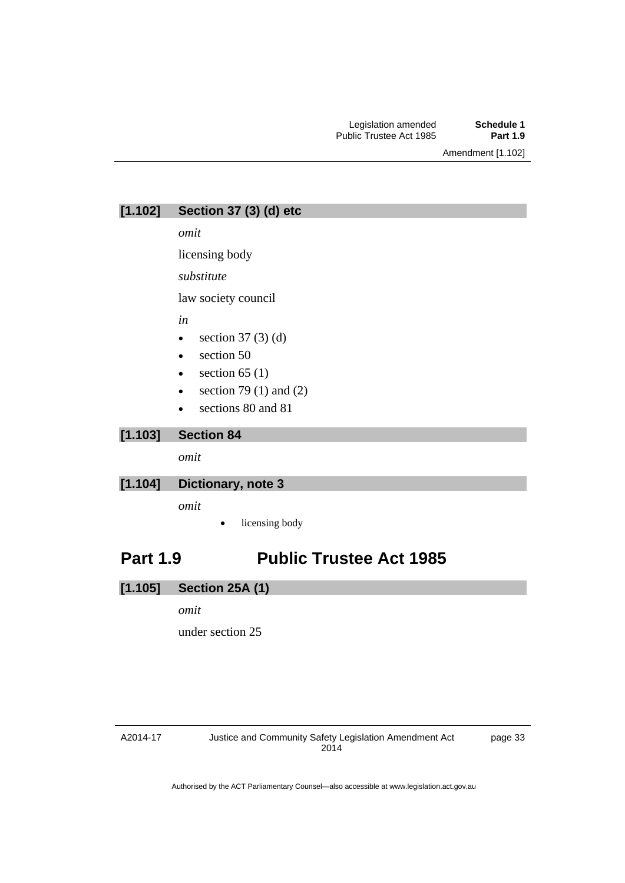### [1.102] Section 37 (3) (d) etc

*omit*

licensing body

*substitute*

law society council

*in*

- section 37 (3) (d)
- section 50
- section 65 (1)
- section 79 (1) and (2)
- sections 80 and 81

### [1.103] Section 84

*omit*

### [1.104] Dictionary, note 3

*omit*

- licensing body

## Part 1.9 Public Trustee Act 1985

### [1.105] Section 25A (1)

*omit*

under section 25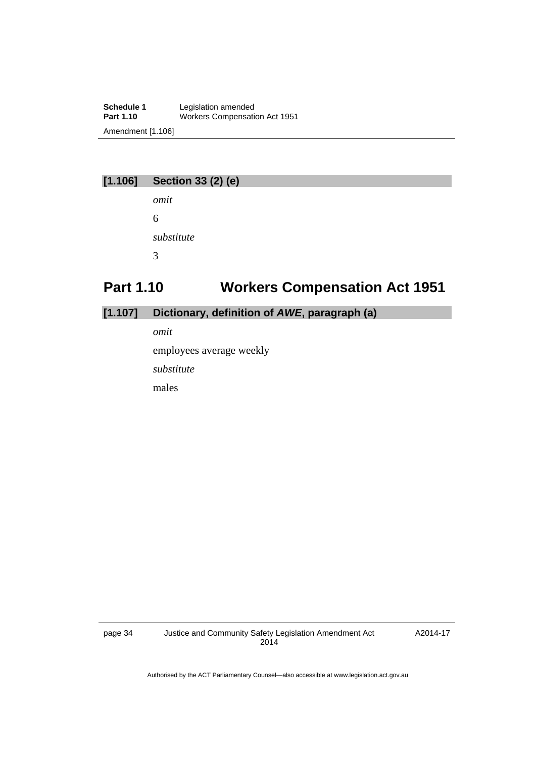## [1.106] Section 33 (2) (e)

*omit*

6

*substitute*

3

# Part 1.10 Workers Compensation Act 1951

## [1.107] Dictionary, definition of *AWE*, paragraph (a)

*omit*

employees average weekly

*substitute*

males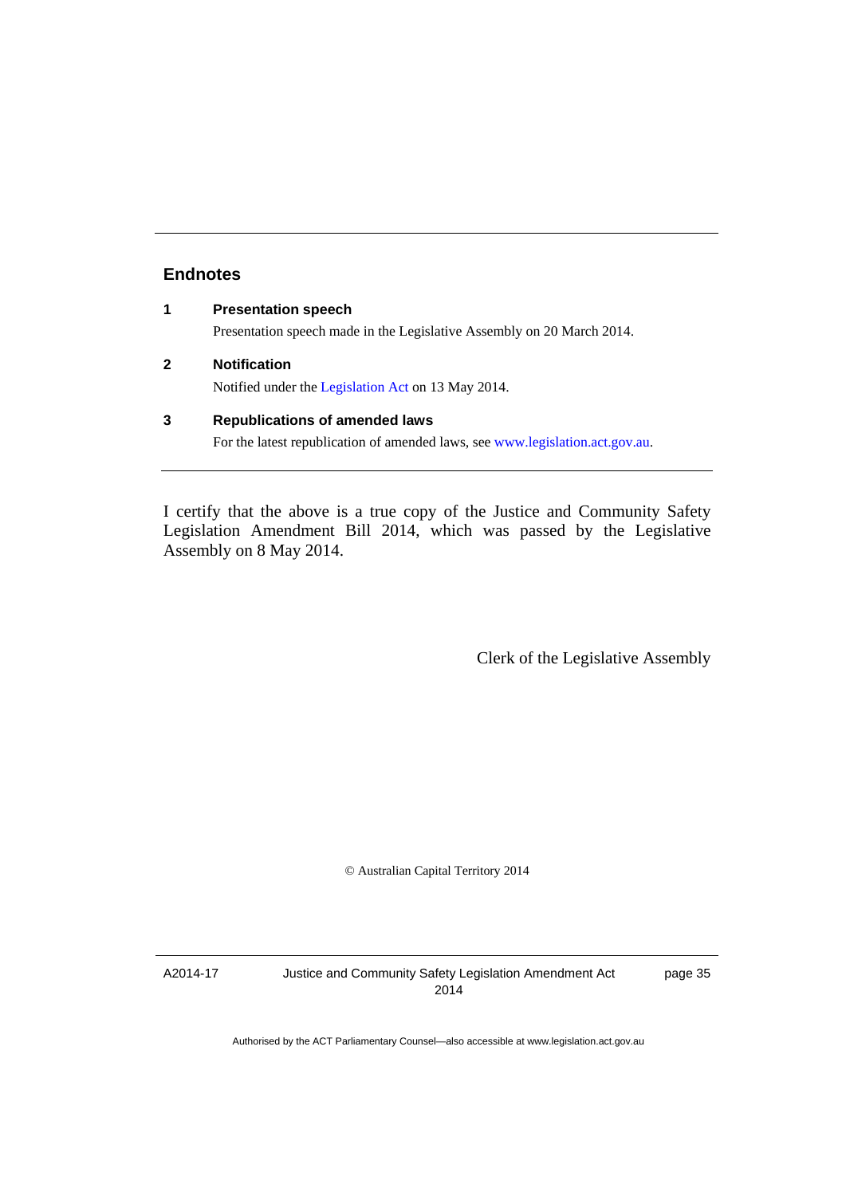## Endnotes

**1 Presentation speech**

Presentation speech made in the Legislative Assembly on 20 March 2014.

**2 Notification**

Notified under the Legislation Act on 13 May 2014.

**3 Republications of amended laws**

For the latest republication of amended laws, see www.legislation.act.gov.au.

I certify that the above is a true copy of the Justice and Community Safety Legislation Amendment Bill 2014, which was passed by the Legislative Assembly on 8 May 2014.

Clerk of the Legislative Assembly

© Australian Capital Territory 2014